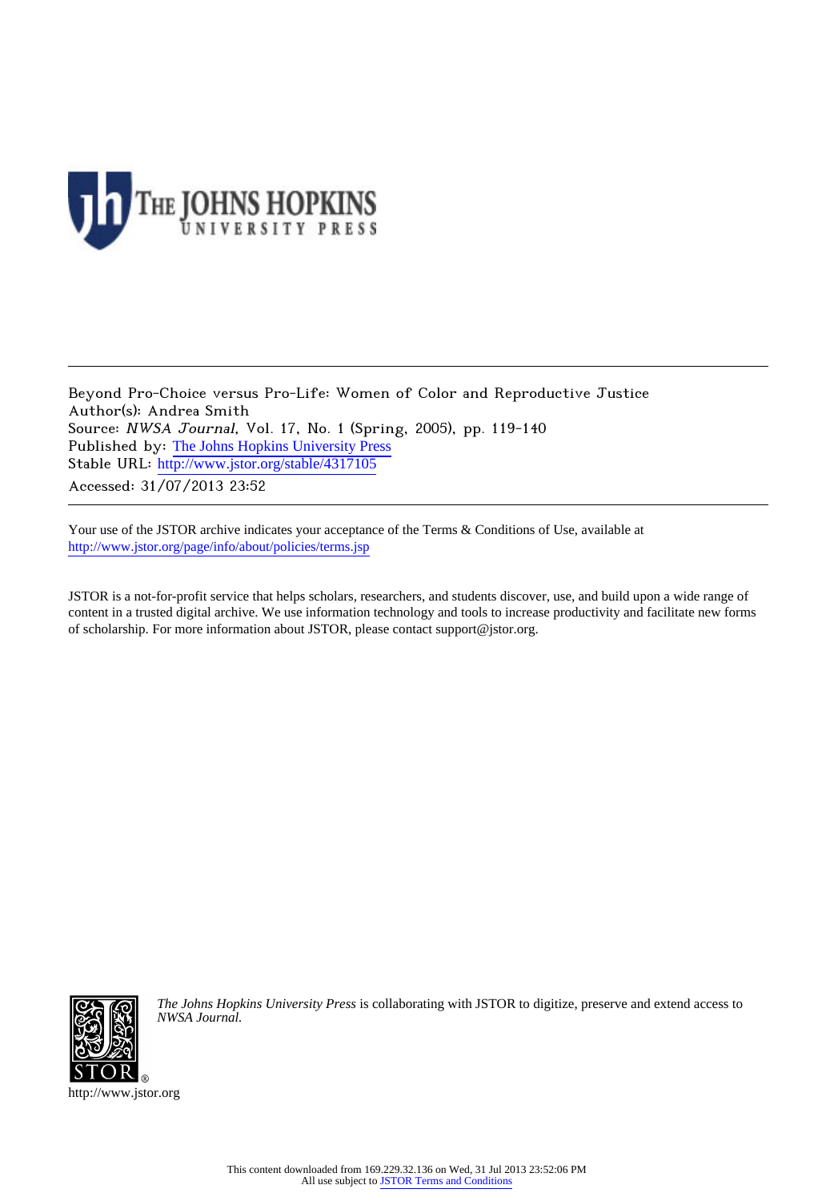Beyond Pro-Choice versus Pro-Life: Women of Color and Reproductive Justice
Author(s): Andrea Smith
Source: *NWSA Journal*, Vol. 17, No. 1 (Spring, 2005), pp. 119-140
Published by: The Johns Hopkins University Press
Stable URL: http://www.jstor.org/stable/4317105
Accessed: 31/07/2013 23:52

Your use of the JSTOR archive indicates your acceptance of the Terms & Conditions of Use, available at
http://www.jstor.org/page/info/about/policies/terms.jsp

JSTOR is a not-for-profit service that helps scholars, researchers, and students discover, use, and build upon a wide range of content in a trusted digital archive. We use information technology and tools to increase productivity and facilitate new forms of scholarship. For more information about JSTOR, please contact support@jstor.org.

*The Johns Hopkins University Press* is collaborating with JSTOR to digitize, preserve and extend access to *NWSA Journal.*

http://www.jstor.org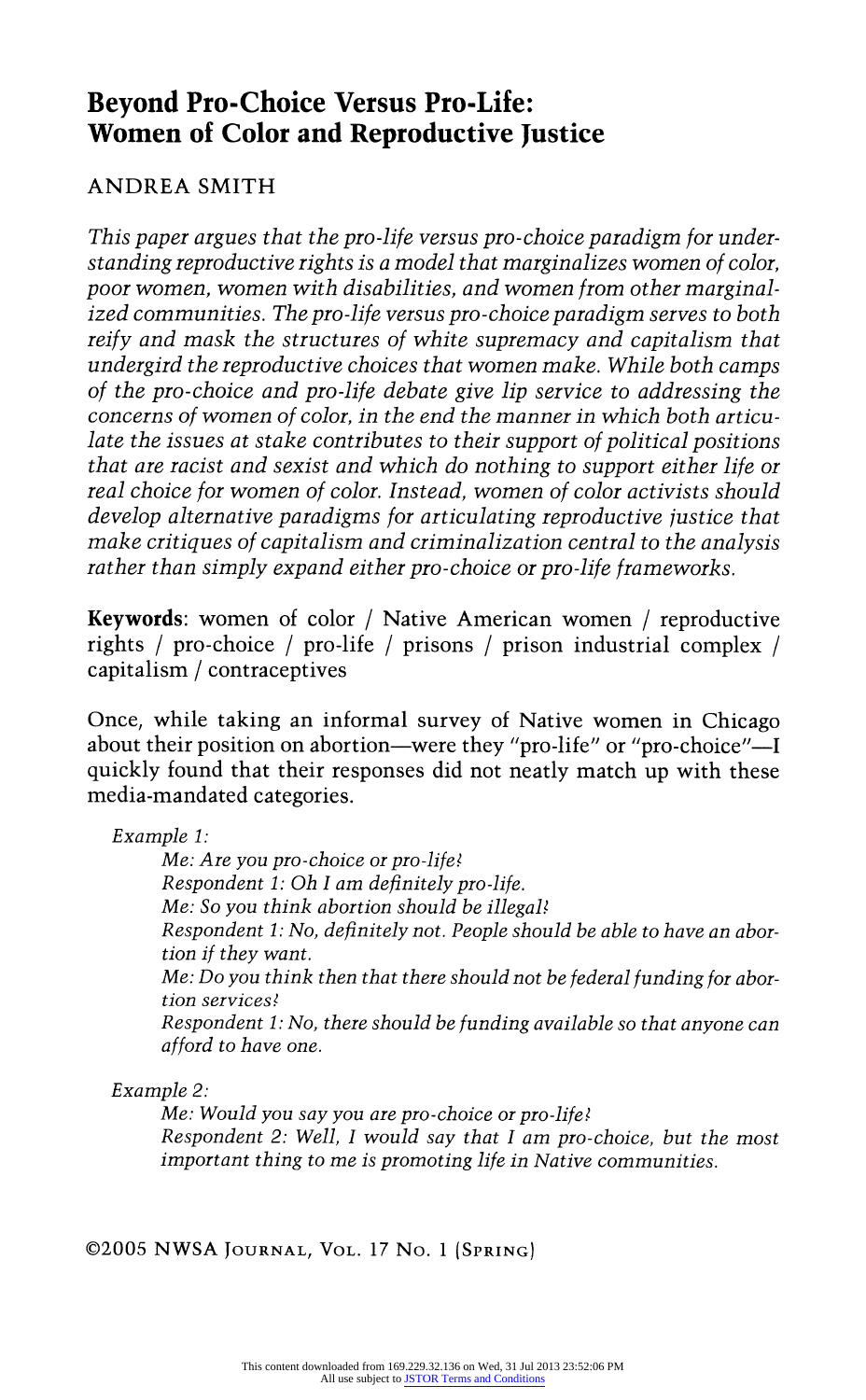# Beyond Pro-Choice Versus Pro-Life: Women of Color and Reproductive Justice

ANDREA SMITH

*This paper argues that the pro-life versus pro-choice paradigm for understanding reproductive rights is a model that marginalizes women of color, poor women, women with disabilities, and women from other marginalized communities. The pro-life versus pro-choice paradigm serves to both reify and mask the structures of white supremacy and capitalism that undergird the reproductive choices that women make. While both camps of the pro-choice and pro-life debate give lip service to addressing the concerns of women of color, in the end the manner in which both articulate the issues at stake contributes to their support of political positions that are racist and sexist and which do nothing to support either life or real choice for women of color. Instead, women of color activists should develop alternative paradigms for articulating reproductive justice that make critiques of capitalism and criminalization central to the analysis rather than simply expand either pro-choice or pro-life frameworks.*

**Keywords**: women of color / Native American women / reproductive rights / pro-choice / pro-life / prisons / prison industrial complex / capitalism / contraceptives

Once, while taking an informal survey of Native women in Chicago about their position on abortion—were they "pro-life" or "pro-choice"—I quickly found that their responses did not neatly match up with these media-mandated categories.

*Example 1:*

> *Me: Are you pro-choice or pro-life?*
> *Respondent 1: Oh I am definitely pro-life.*
> *Me: So you think abortion should be illegal?*
> *Respondent 1: No, definitely not. People should be able to have an abortion if they want.*
> *Me: Do you think then that there should not be federal funding for abortion services?*
> *Respondent 1: No, there should be funding available so that anyone can afford to have one.*

*Example 2:*

> *Me: Would you say you are pro-choice or pro-life?*
> *Respondent 2: Well, I would say that I am pro-choice, but the most important thing to me is promoting life in Native communities.*

©2005 NWSA Journal, Vol. 17 No. 1 (Spring)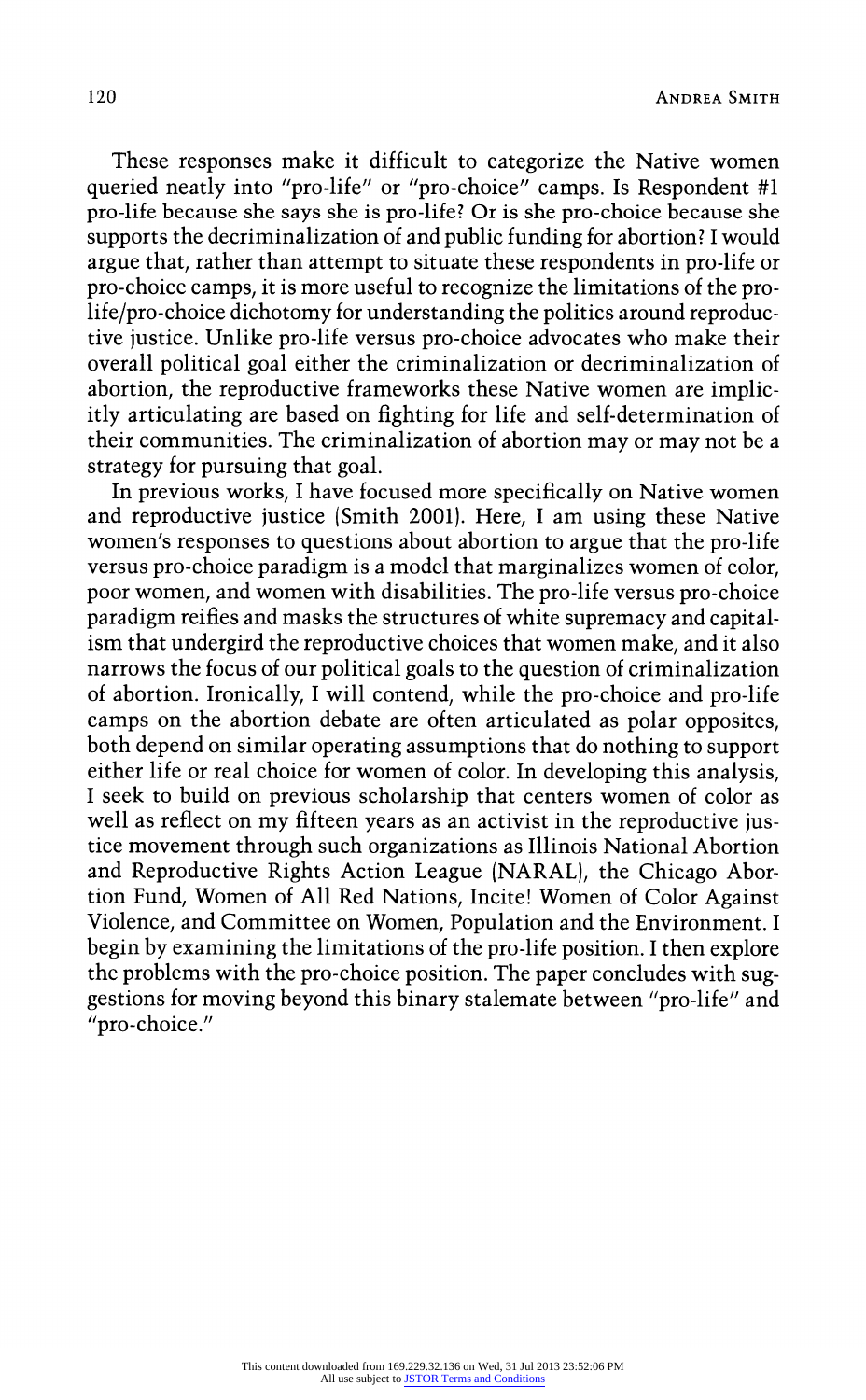These responses make it difficult to categorize the Native women queried neatly into "pro-life" or "pro-choice" camps. Is Respondent #1 pro-life because she says she is pro-life? Or is she pro-choice because she supports the decriminalization of and public funding for abortion? I would argue that, rather than attempt to situate these respondents in pro-life or pro-choice camps, it is more useful to recognize the limitations of the pro-life/pro-choice dichotomy for understanding the politics around reproductive justice. Unlike pro-life versus pro-choice advocates who make their overall political goal either the criminalization or decriminalization of abortion, the reproductive frameworks these Native women are implicitly articulating are based on fighting for life and self-determination of their communities. The criminalization of abortion may or may not be a strategy for pursuing that goal.

In previous works, I have focused more specifically on Native women and reproductive justice (Smith 2001). Here, I am using these Native women's responses to questions about abortion to argue that the pro-life versus pro-choice paradigm is a model that marginalizes women of color, poor women, and women with disabilities. The pro-life versus pro-choice paradigm reifies and masks the structures of white supremacy and capitalism that undergird the reproductive choices that women make, and it also narrows the focus of our political goals to the question of criminalization of abortion. Ironically, I will contend, while the pro-choice and pro-life camps on the abortion debate are often articulated as polar opposites, both depend on similar operating assumptions that do nothing to support either life or real choice for women of color. In developing this analysis, I seek to build on previous scholarship that centers women of color as well as reflect on my fifteen years as an activist in the reproductive justice movement through such organizations as Illinois National Abortion and Reproductive Rights Action League (NARAL), the Chicago Abortion Fund, Women of All Red Nations, Incite! Women of Color Against Violence, and Committee on Women, Population and the Environment. I begin by examining the limitations of the pro-life position. I then explore the problems with the pro-choice position. The paper concludes with suggestions for moving beyond this binary stalemate between "pro-life" and "pro-choice."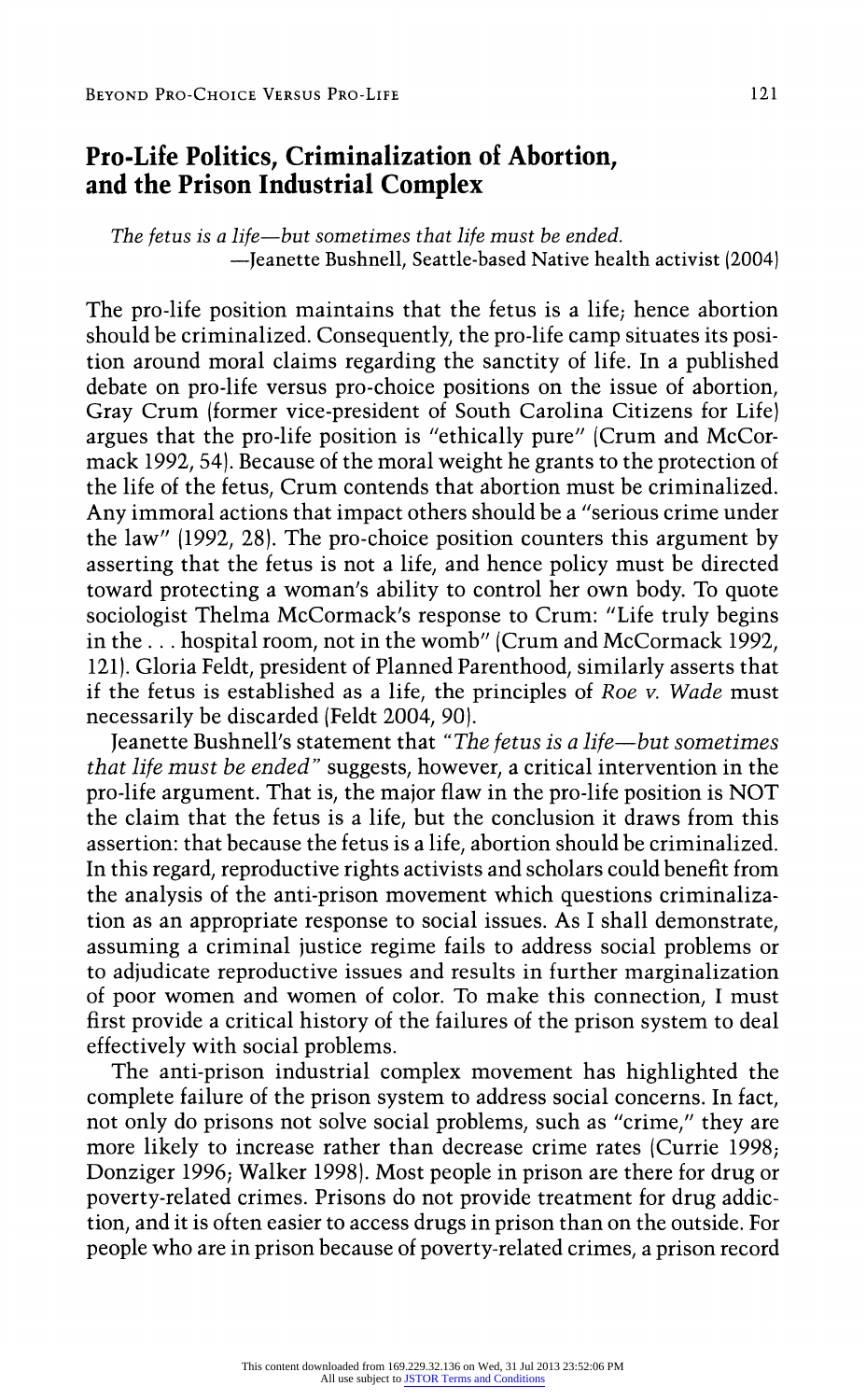## Pro-Life Politics, Criminalization of Abortion, and the Prison Industrial Complex

> *The fetus is a life—but sometimes that life must be ended.*
> —Jeanette Bushnell, Seattle-based Native health activist (2004)

The pro-life position maintains that the fetus is a life; hence abortion should be criminalized. Consequently, the pro-life camp situates its position around moral claims regarding the sanctity of life. In a published debate on pro-life versus pro-choice positions on the issue of abortion, Gray Crum (former vice-president of South Carolina Citizens for Life) argues that the pro-life position is "ethically pure" (Crum and McCormack 1992, 54). Because of the moral weight he grants to the protection of the life of the fetus, Crum contends that abortion must be criminalized. Any immoral actions that impact others should be a "serious crime under the law" (1992, 28). The pro-choice position counters this argument by asserting that the fetus is not a life, and hence policy must be directed toward protecting a woman's ability to control her own body. To quote sociologist Thelma McCormack's response to Crum: "Life truly begins in the . . . hospital room, not in the womb" (Crum and McCormack 1992, 121). Gloria Feldt, president of Planned Parenthood, similarly asserts that if the fetus is established as a life, the principles of *Roe v. Wade* must necessarily be discarded (Feldt 2004, 90).

Jeanette Bushnell's statement that *"The fetus is a life—but sometimes that life must be ended"* suggests, however, a critical intervention in the pro-life argument. That is, the major flaw in the pro-life position is NOT the claim that the fetus is a life, but the conclusion it draws from this assertion: that because the fetus is a life, abortion should be criminalized. In this regard, reproductive rights activists and scholars could benefit from the analysis of the anti-prison movement which questions criminalization as an appropriate response to social issues. As I shall demonstrate, assuming a criminal justice regime fails to address social problems or to adjudicate reproductive issues and results in further marginalization of poor women and women of color. To make this connection, I must first provide a critical history of the failures of the prison system to deal effectively with social problems.

The anti-prison industrial complex movement has highlighted the complete failure of the prison system to address social concerns. In fact, not only do prisons not solve social problems, such as "crime," they are more likely to increase rather than decrease crime rates (Currie 1998; Donziger 1996; Walker 1998). Most people in prison are there for drug or poverty-related crimes. Prisons do not provide treatment for drug addiction, and it is often easier to access drugs in prison than on the outside. For people who are in prison because of poverty-related crimes, a prison record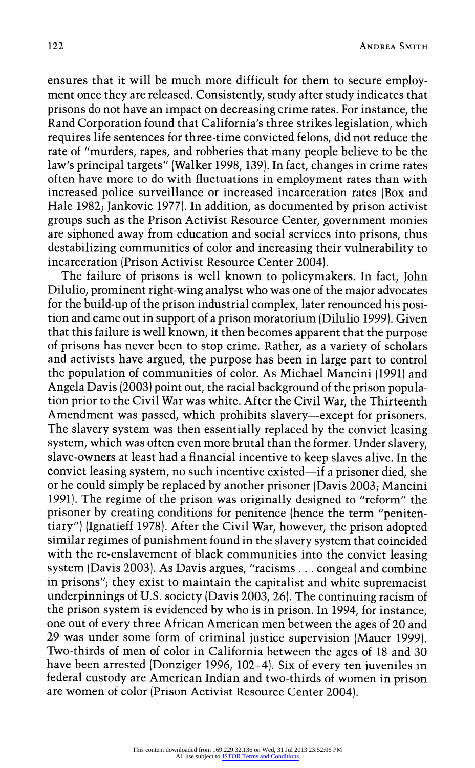ensures that it will be much more difficult for them to secure employment once they are released. Consistently, study after study indicates that prisons do not have an impact on decreasing crime rates. For instance, the Rand Corporation found that California's three strikes legislation, which requires life sentences for three-time convicted felons, did not reduce the rate of "murders, rapes, and robberies that many people believe to be the law's principal targets" (Walker 1998, 139). In fact, changes in crime rates often have more to do with fluctuations in employment rates than with increased police surveillance or increased incarceration rates (Box and Hale 1982; Jankovic 1977). In addition, as documented by prison activist groups such as the Prison Activist Resource Center, government monies are siphoned away from education and social services into prisons, thus destabilizing communities of color and increasing their vulnerability to incarceration (Prison Activist Resource Center 2004).

The failure of prisons is well known to policymakers. In fact, John Dilulio, prominent right-wing analyst who was one of the major advocates for the build-up of the prison industrial complex, later renounced his position and came out in support of a prison moratorium (Dilulio 1999). Given that this failure is well known, it then becomes apparent that the purpose of prisons has never been to stop crime. Rather, as a variety of scholars and activists have argued, the purpose has been in large part to control the population of communities of color. As Michael Mancini (1991) and Angela Davis (2003) point out, the racial background of the prison population prior to the Civil War was white. After the Civil War, the Thirteenth Amendment was passed, which prohibits slavery—except for prisoners. The slavery system was then essentially replaced by the convict leasing system, which was often even more brutal than the former. Under slavery, slave-owners at least had a financial incentive to keep slaves alive. In the convict leasing system, no such incentive existed—if a prisoner died, she or he could simply be replaced by another prisoner (Davis 2003; Mancini 1991). The regime of the prison was originally designed to "reform" the prisoner by creating conditions for penitence (hence the term "penitentiary") (Ignatieff 1978). After the Civil War, however, the prison adopted similar regimes of punishment found in the slavery system that coincided with the re-enslavement of black communities into the convict leasing system (Davis 2003). As Davis argues, "racisms . . . congeal and combine in prisons"; they exist to maintain the capitalist and white supremacist underpinnings of U.S. society (Davis 2003, 26). The continuing racism of the prison system is evidenced by who is in prison. In 1994, for instance, one out of every three African American men between the ages of 20 and 29 was under some form of criminal justice supervision (Mauer 1999). Two-thirds of men of color in California between the ages of 18 and 30 have been arrested (Donziger 1996, 102–4). Six of every ten juveniles in federal custody are American Indian and two-thirds of women in prison are women of color (Prison Activist Resource Center 2004).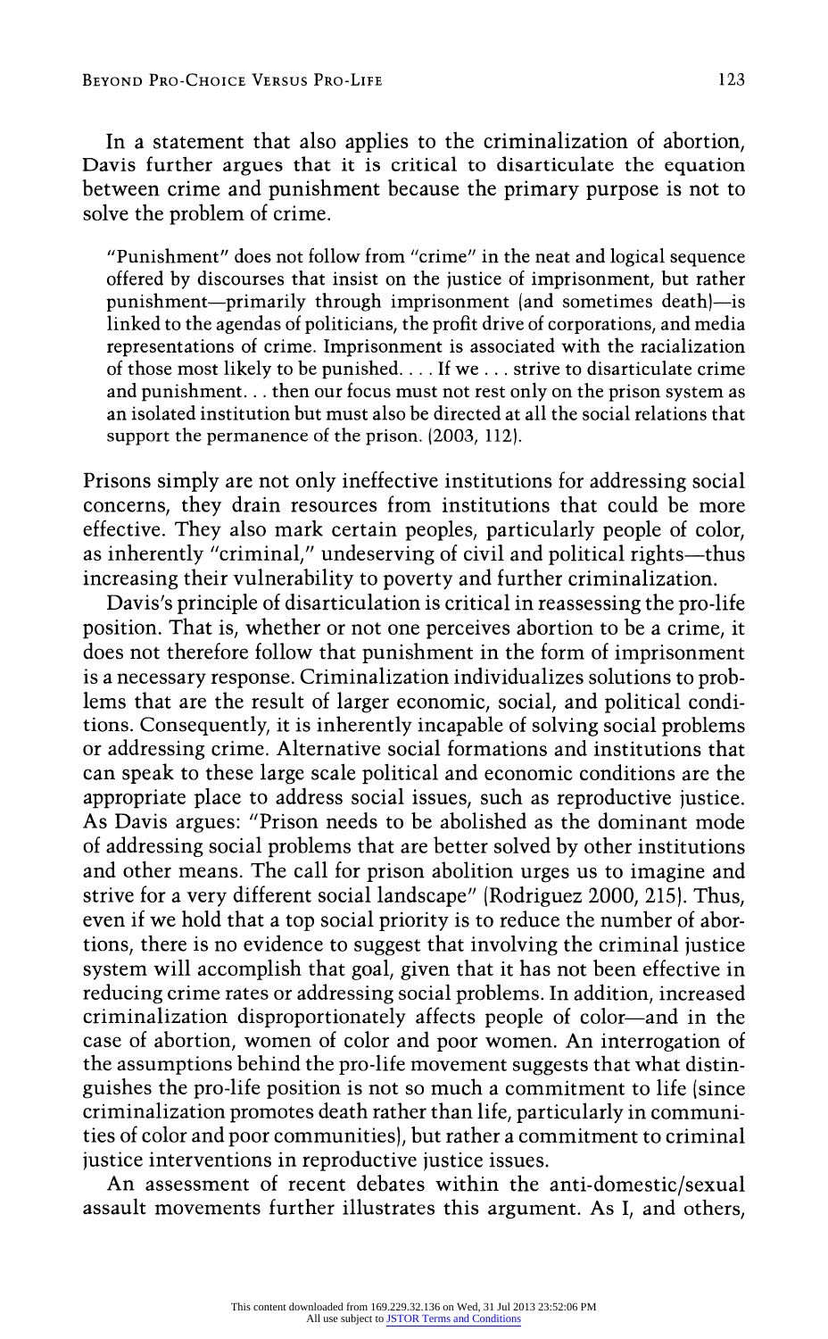In a statement that also applies to the criminalization of abortion, Davis further argues that it is critical to disarticulate the equation between crime and punishment because the primary purpose is not to solve the problem of crime.

> "Punishment" does not follow from "crime" in the neat and logical sequence offered by discourses that insist on the justice of imprisonment, but rather punishment—primarily through imprisonment (and sometimes death)—is linked to the agendas of politicians, the profit drive of corporations, and media representations of crime. Imprisonment is associated with the racialization of those most likely to be punished. . . . If we . . . strive to disarticulate crime and punishment. . . then our focus must not rest only on the prison system as an isolated institution but must also be directed at all the social relations that support the permanence of the prison. (2003, 112).

Prisons simply are not only ineffective institutions for addressing social concerns, they drain resources from institutions that could be more effective. They also mark certain peoples, particularly people of color, as inherently "criminal," undeserving of civil and political rights—thus increasing their vulnerability to poverty and further criminalization.

Davis's principle of disarticulation is critical in reassessing the pro-life position. That is, whether or not one perceives abortion to be a crime, it does not therefore follow that punishment in the form of imprisonment is a necessary response. Criminalization individualizes solutions to problems that are the result of larger economic, social, and political conditions. Consequently, it is inherently incapable of solving social problems or addressing crime. Alternative social formations and institutions that can speak to these large scale political and economic conditions are the appropriate place to address social issues, such as reproductive justice. As Davis argues: "Prison needs to be abolished as the dominant mode of addressing social problems that are better solved by other institutions and other means. The call for prison abolition urges us to imagine and strive for a very different social landscape" (Rodriguez 2000, 215). Thus, even if we hold that a top social priority is to reduce the number of abortions, there is no evidence to suggest that involving the criminal justice system will accomplish that goal, given that it has not been effective in reducing crime rates or addressing social problems. In addition, increased criminalization disproportionately affects people of color—and in the case of abortion, women of color and poor women. An interrogation of the assumptions behind the pro-life movement suggests that what distinguishes the pro-life position is not so much a commitment to life (since criminalization promotes death rather than life, particularly in communities of color and poor communities), but rather a commitment to criminal justice interventions in reproductive justice issues.

An assessment of recent debates within the anti-domestic/sexual assault movements further illustrates this argument. As I, and others,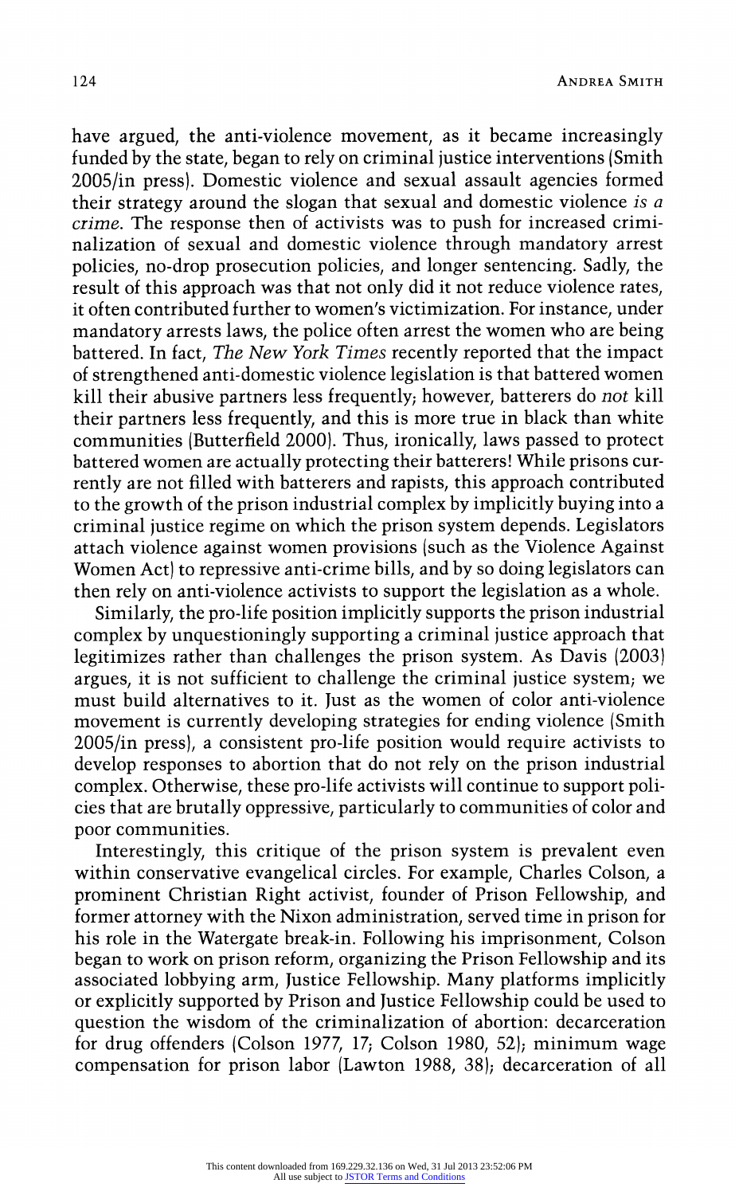have argued, the anti-violence movement, as it became increasingly funded by the state, began to rely on criminal justice interventions (Smith 2005/in press). Domestic violence and sexual assault agencies formed their strategy around the slogan that sexual and domestic violence *is a crime*. The response then of activists was to push for increased criminalization of sexual and domestic violence through mandatory arrest policies, no-drop prosecution policies, and longer sentencing. Sadly, the result of this approach was that not only did it not reduce violence rates, it often contributed further to women's victimization. For instance, under mandatory arrests laws, the police often arrest the women who are being battered. In fact, *The New York Times* recently reported that the impact of strengthened anti-domestic violence legislation is that battered women kill their abusive partners less frequently; however, batterers do *not* kill their partners less frequently, and this is more true in black than white communities (Butterfield 2000). Thus, ironically, laws passed to protect battered women are actually protecting their batterers! While prisons currently are not filled with batterers and rapists, this approach contributed to the growth of the prison industrial complex by implicitly buying into a criminal justice regime on which the prison system depends. Legislators attach violence against women provisions (such as the Violence Against Women Act) to repressive anti-crime bills, and by so doing legislators can then rely on anti-violence activists to support the legislation as a whole.

Similarly, the pro-life position implicitly supports the prison industrial complex by unquestioningly supporting a criminal justice approach that legitimizes rather than challenges the prison system. As Davis (2003) argues, it is not sufficient to challenge the criminal justice system; we must build alternatives to it. Just as the women of color anti-violence movement is currently developing strategies for ending violence (Smith 2005/in press), a consistent pro-life position would require activists to develop responses to abortion that do not rely on the prison industrial complex. Otherwise, these pro-life activists will continue to support policies that are brutally oppressive, particularly to communities of color and poor communities.

Interestingly, this critique of the prison system is prevalent even within conservative evangelical circles. For example, Charles Colson, a prominent Christian Right activist, founder of Prison Fellowship, and former attorney with the Nixon administration, served time in prison for his role in the Watergate break-in. Following his imprisonment, Colson began to work on prison reform, organizing the Prison Fellowship and its associated lobbying arm, Justice Fellowship. Many platforms implicitly or explicitly supported by Prison and Justice Fellowship could be used to question the wisdom of the criminalization of abortion: decarceration for drug offenders (Colson 1977, 17; Colson 1980, 52); minimum wage compensation for prison labor (Lawton 1988, 38); decarceration of all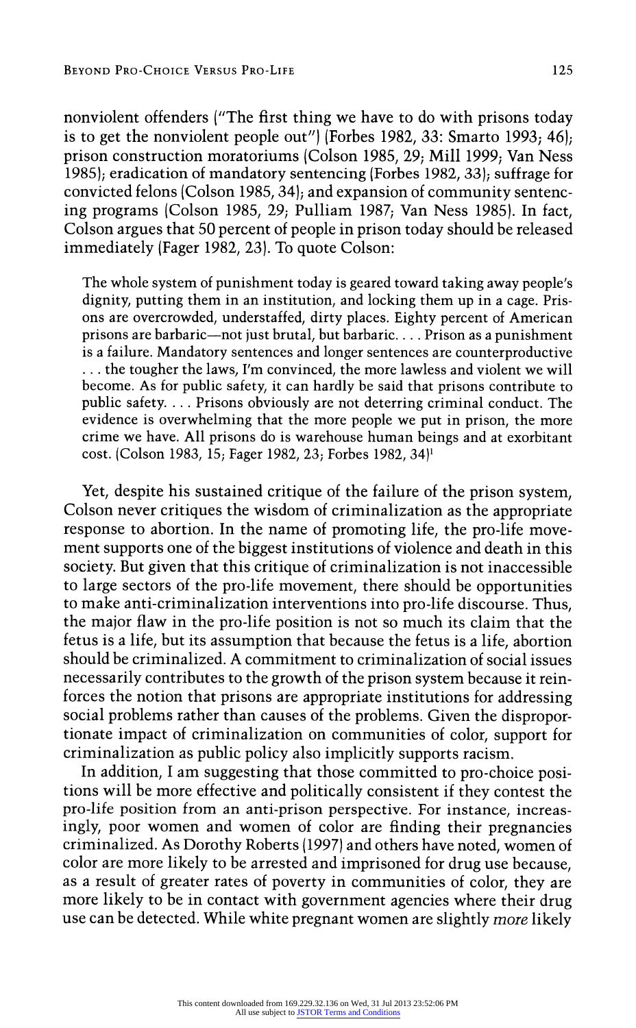nonviolent offenders ("The first thing we have to do with prisons today is to get the nonviolent people out") (Forbes 1982, 33: Smarto 1993; 46); prison construction moratoriums (Colson 1985, 29; Mill 1999; Van Ness 1985); eradication of mandatory sentencing (Forbes 1982, 33); suffrage for convicted felons (Colson 1985, 34); and expansion of community sentencing programs (Colson 1985, 29; Pulliam 1987; Van Ness 1985). In fact, Colson argues that 50 percent of people in prison today should be released immediately (Fager 1982, 23). To quote Colson:

> The whole system of punishment today is geared toward taking away people's dignity, putting them in an institution, and locking them up in a cage. Prisons are overcrowded, understaffed, dirty places. Eighty percent of American prisons are barbaric—not just brutal, but barbaric. . . . Prison as a punishment is a failure. Mandatory sentences and longer sentences are counterproductive . . . the tougher the laws, I'm convinced, the more lawless and violent we will become. As for public safety, it can hardly be said that prisons contribute to public safety. . . . Prisons obviously are not deterring criminal conduct. The evidence is overwhelming that the more people we put in prison, the more crime we have. All prisons do is warehouse human beings and at exorbitant cost. (Colson 1983, 15; Fager 1982, 23; Forbes 1982, 34)[1]

Yet, despite his sustained critique of the failure of the prison system, Colson never critiques the wisdom of criminalization as the appropriate response to abortion. In the name of promoting life, the pro-life movement supports one of the biggest institutions of violence and death in this society. But given that this critique of criminalization is not inaccessible to large sectors of the pro-life movement, there should be opportunities to make anti-criminalization interventions into pro-life discourse. Thus, the major flaw in the pro-life position is not so much its claim that the fetus is a life, but its assumption that because the fetus is a life, abortion should be criminalized. A commitment to criminalization of social issues necessarily contributes to the growth of the prison system because it reinforces the notion that prisons are appropriate institutions for addressing social problems rather than causes of the problems. Given the disproportionate impact of criminalization on communities of color, support for criminalization as public policy also implicitly supports racism.

In addition, I am suggesting that those committed to pro-choice positions will be more effective and politically consistent if they contest the pro-life position from an anti-prison perspective. For instance, increasingly, poor women and women of color are finding their pregnancies criminalized. As Dorothy Roberts (1997) and others have noted, women of color are more likely to be arrested and imprisoned for drug use because, as a result of greater rates of poverty in communities of color, they are more likely to be in contact with government agencies where their drug use can be detected. While white pregnant women are slightly *more* likely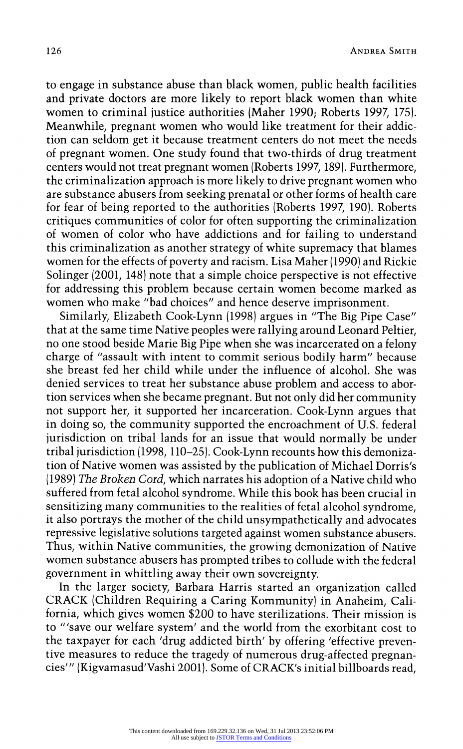to engage in substance abuse than black women, public health facilities and private doctors are more likely to report black women than white women to criminal justice authorities (Maher 1990; Roberts 1997, 175). Meanwhile, pregnant women who would like treatment for their addiction can seldom get it because treatment centers do not meet the needs of pregnant women. One study found that two-thirds of drug treatment centers would not treat pregnant women (Roberts 1997, 189). Furthermore, the criminalization approach is more likely to drive pregnant women who are substance abusers from seeking prenatal or other forms of health care for fear of being reported to the authorities (Roberts 1997, 190). Roberts critiques communities of color for often supporting the criminalization of women of color who have addictions and for failing to understand this criminalization as another strategy of white supremacy that blames women for the effects of poverty and racism. Lisa Maher (1990) and Rickie Solinger (2001, 148) note that a simple choice perspective is not effective for addressing this problem because certain women become marked as women who make "bad choices" and hence deserve imprisonment.

Similarly, Elizabeth Cook-Lynn (1998) argues in "The Big Pipe Case" that at the same time Native peoples were rallying around Leonard Peltier, no one stood beside Marie Big Pipe when she was incarcerated on a felony charge of "assault with intent to commit serious bodily harm" because she breast fed her child while under the influence of alcohol. She was denied services to treat her substance abuse problem and access to abortion services when she became pregnant. But not only did her community not support her, it supported her incarceration. Cook-Lynn argues that in doing so, the community supported the encroachment of U.S. federal jurisdiction on tribal lands for an issue that would normally be under tribal jurisdiction (1998, 110–25). Cook-Lynn recounts how this demonization of Native women was assisted by the publication of Michael Dorris's (1989) *The Broken Cord*, which narrates his adoption of a Native child who suffered from fetal alcohol syndrome. While this book has been crucial in sensitizing many communities to the realities of fetal alcohol syndrome, it also portrays the mother of the child unsympathetically and advocates repressive legislative solutions targeted against women substance abusers. Thus, within Native communities, the growing demonization of Native women substance abusers has prompted tribes to collude with the federal government in whittling away their own sovereignty.

In the larger society, Barbara Harris started an organization called CRACK (Children Requiring a Caring Kommunity) in Anaheim, California, which gives women $200 to have sterilizations. Their mission is to "'save our welfare system' and the world from the exorbitant cost to the taxpayer for each 'drug addicted birth' by offering 'effective preventive measures to reduce the tragedy of numerous drug-affected pregnancies'" (Kigvamasud'Vashi 2001). Some of CRACK's initial billboards read,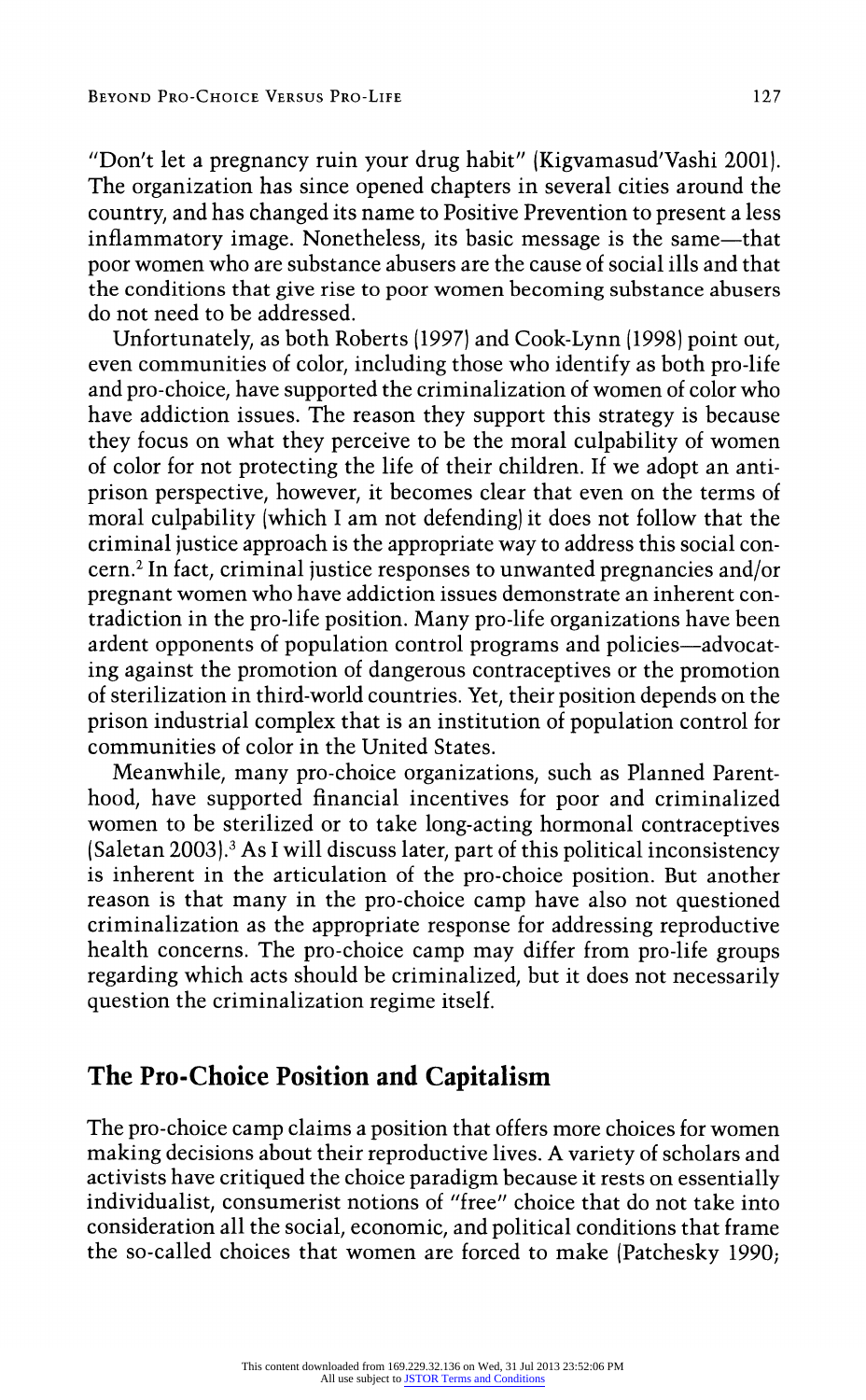"Don't let a pregnancy ruin your drug habit" (Kigvamasud'Vashi 2001). The organization has since opened chapters in several cities around the country, and has changed its name to Positive Prevention to present a less inflammatory image. Nonetheless, its basic message is the same—that poor women who are substance abusers are the cause of social ills and that the conditions that give rise to poor women becoming substance abusers do not need to be addressed.

Unfortunately, as both Roberts (1997) and Cook-Lynn (1998) point out, even communities of color, including those who identify as both pro-life and pro-choice, have supported the criminalization of women of color who have addiction issues. The reason they support this strategy is because they focus on what they perceive to be the moral culpability of women of color for not protecting the life of their children. If we adopt an anti-prison perspective, however, it becomes clear that even on the terms of moral culpability (which I am not defending) it does not follow that the criminal justice approach is the appropriate way to address this social concern.[2] In fact, criminal justice responses to unwanted pregnancies and/or pregnant women who have addiction issues demonstrate an inherent contradiction in the pro-life position. Many pro-life organizations have been ardent opponents of population control programs and policies—advocating against the promotion of dangerous contraceptives or the promotion of sterilization in third-world countries. Yet, their position depends on the prison industrial complex that is an institution of population control for communities of color in the United States.

Meanwhile, many pro-choice organizations, such as Planned Parenthood, have supported financial incentives for poor and criminalized women to be sterilized or to take long-acting hormonal contraceptives (Saletan 2003).[3] As I will discuss later, part of this political inconsistency is inherent in the articulation of the pro-choice position. But another reason is that many in the pro-choice camp have also not questioned criminalization as the appropriate response for addressing reproductive health concerns. The pro-choice camp may differ from pro-life groups regarding which acts should be criminalized, but it does not necessarily question the criminalization regime itself.

## The Pro-Choice Position and Capitalism

The pro-choice camp claims a position that offers more choices for women making decisions about their reproductive lives. A variety of scholars and activists have critiqued the choice paradigm because it rests on essentially individualist, consumerist notions of "free" choice that do not take into consideration all the social, economic, and political conditions that frame the so-called choices that women are forced to make (Patchesky 1990;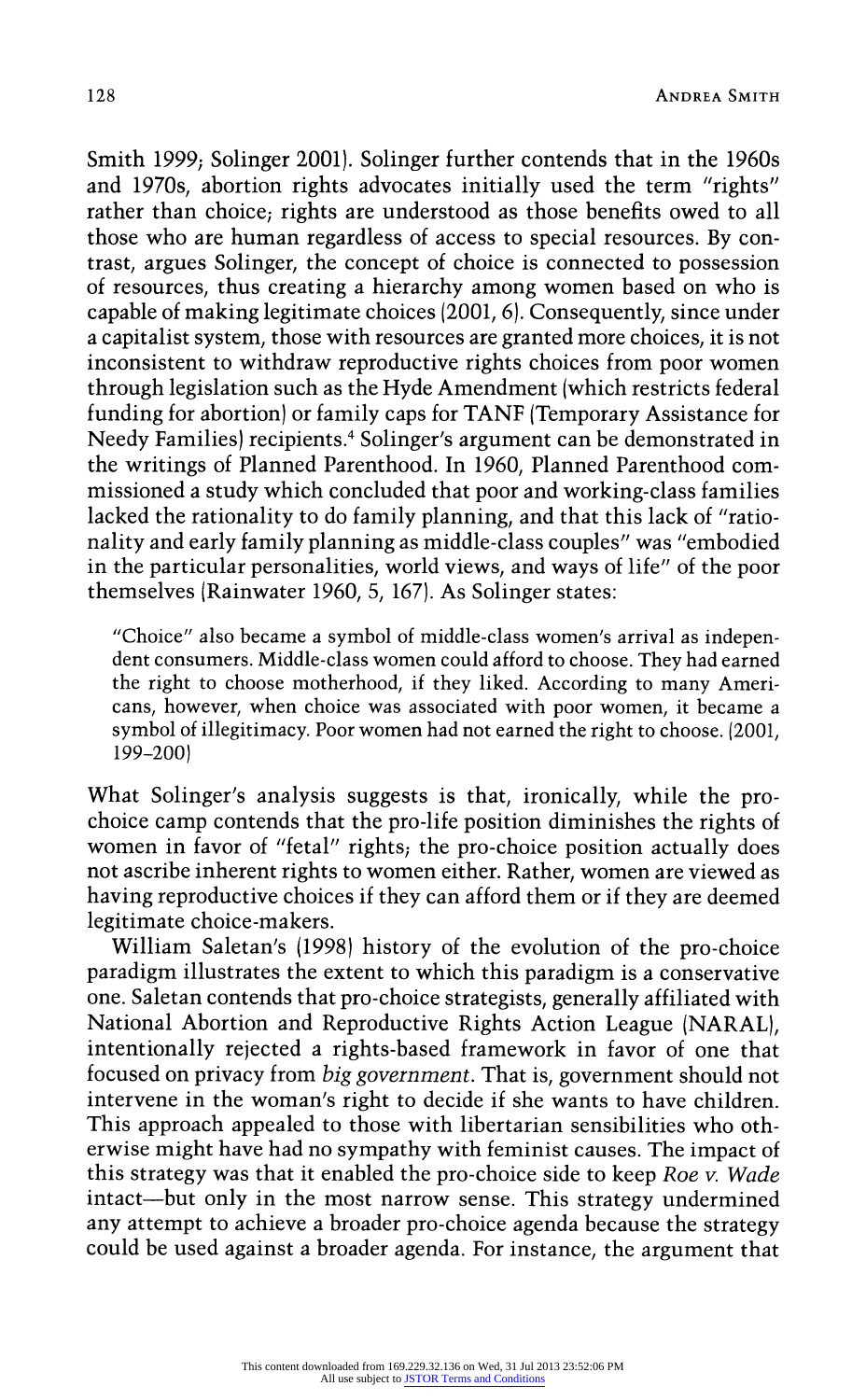Smith 1999; Solinger 2001). Solinger further contends that in the 1960s and 1970s, abortion rights advocates initially used the term "rights" rather than choice; rights are understood as those benefits owed to all those who are human regardless of access to special resources. By contrast, argues Solinger, the concept of choice is connected to possession of resources, thus creating a hierarchy among women based on who is capable of making legitimate choices (2001, 6). Consequently, since under a capitalist system, those with resources are granted more choices, it is not inconsistent to withdraw reproductive rights choices from poor women through legislation such as the Hyde Amendment (which restricts federal funding for abortion) or family caps for TANF (Temporary Assistance for Needy Families) recipients.[4] Solinger's argument can be demonstrated in the writings of Planned Parenthood. In 1960, Planned Parenthood commissioned a study which concluded that poor and working-class families lacked the rationality to do family planning, and that this lack of "rationality and early family planning as middle-class couples" was "embodied in the particular personalities, world views, and ways of life" of the poor themselves (Rainwater 1960, 5, 167). As Solinger states:

> "Choice" also became a symbol of middle-class women's arrival as independent consumers. Middle-class women could afford to choose. They had earned the right to choose motherhood, if they liked. According to many Americans, however, when choice was associated with poor women, it became a symbol of illegitimacy. Poor women had not earned the right to choose. (2001, 199–200)

What Solinger's analysis suggests is that, ironically, while the pro-choice camp contends that the pro-life position diminishes the rights of women in favor of "fetal" rights; the pro-choice position actually does not ascribe inherent rights to women either. Rather, women are viewed as having reproductive choices if they can afford them or if they are deemed legitimate choice-makers.

William Saletan's (1998) history of the evolution of the pro-choice paradigm illustrates the extent to which this paradigm is a conservative one. Saletan contends that pro-choice strategists, generally affiliated with National Abortion and Reproductive Rights Action League (NARAL), intentionally rejected a rights-based framework in favor of one that focused on privacy from *big government*. That is, government should not intervene in the woman's right to decide if she wants to have children. This approach appealed to those with libertarian sensibilities who otherwise might have had no sympathy with feminist causes. The impact of this strategy was that it enabled the pro-choice side to keep *Roe v. Wade* intact—but only in the most narrow sense. This strategy undermined any attempt to achieve a broader pro-choice agenda because the strategy could be used against a broader agenda. For instance, the argument that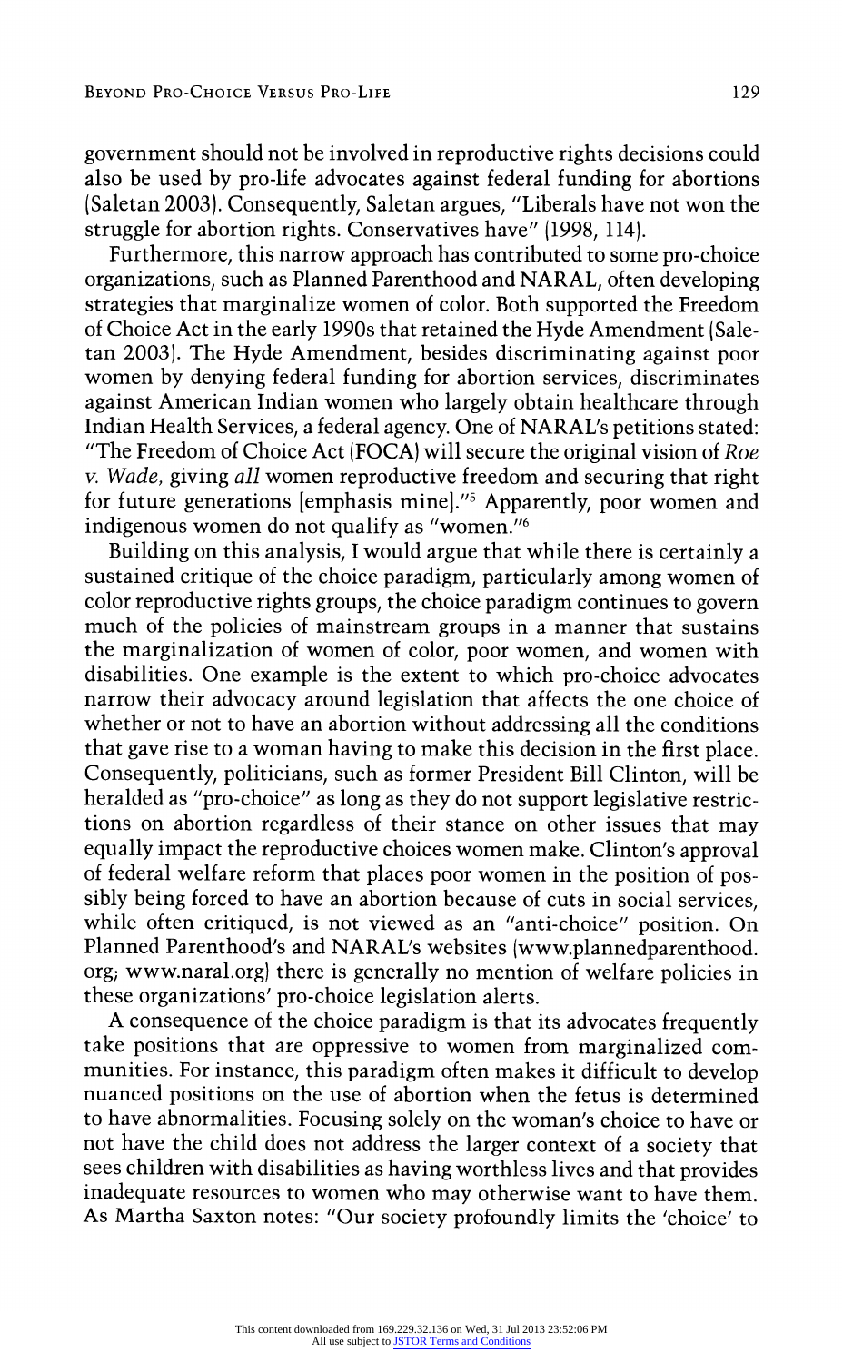government should not be involved in reproductive rights decisions could also be used by pro-life advocates against federal funding for abortions (Saletan 2003). Consequently, Saletan argues, "Liberals have not won the struggle for abortion rights. Conservatives have" (1998, 114).

Furthermore, this narrow approach has contributed to some pro-choice organizations, such as Planned Parenthood and NARAL, often developing strategies that marginalize women of color. Both supported the Freedom of Choice Act in the early 1990s that retained the Hyde Amendment (Saletan 2003). The Hyde Amendment, besides discriminating against poor women by denying federal funding for abortion services, discriminates against American Indian women who largely obtain healthcare through Indian Health Services, a federal agency. One of NARAL's petitions stated: "The Freedom of Choice Act (FOCA) will secure the original vision of *Roe v. Wade,* giving *all* women reproductive freedom and securing that right for future generations [emphasis mine]."[5] Apparently, poor women and indigenous women do not qualify as "women."[6]

Building on this analysis, I would argue that while there is certainly a sustained critique of the choice paradigm, particularly among women of color reproductive rights groups, the choice paradigm continues to govern much of the policies of mainstream groups in a manner that sustains the marginalization of women of color, poor women, and women with disabilities. One example is the extent to which pro-choice advocates narrow their advocacy around legislation that affects the one choice of whether or not to have an abortion without addressing all the conditions that gave rise to a woman having to make this decision in the first place. Consequently, politicians, such as former President Bill Clinton, will be heralded as "pro-choice" as long as they do not support legislative restrictions on abortion regardless of their stance on other issues that may equally impact the reproductive choices women make. Clinton's approval of federal welfare reform that places poor women in the position of possibly being forced to have an abortion because of cuts in social services, while often critiqued, is not viewed as an "anti-choice" position. On Planned Parenthood's and NARAL's websites (www.plannedparenthood.org; www.naral.org) there is generally no mention of welfare policies in these organizations' pro-choice legislation alerts.

A consequence of the choice paradigm is that its advocates frequently take positions that are oppressive to women from marginalized communities. For instance, this paradigm often makes it difficult to develop nuanced positions on the use of abortion when the fetus is determined to have abnormalities. Focusing solely on the woman's choice to have or not have the child does not address the larger context of a society that sees children with disabilities as having worthless lives and that provides inadequate resources to women who may otherwise want to have them. As Martha Saxton notes: "Our society profoundly limits the 'choice' to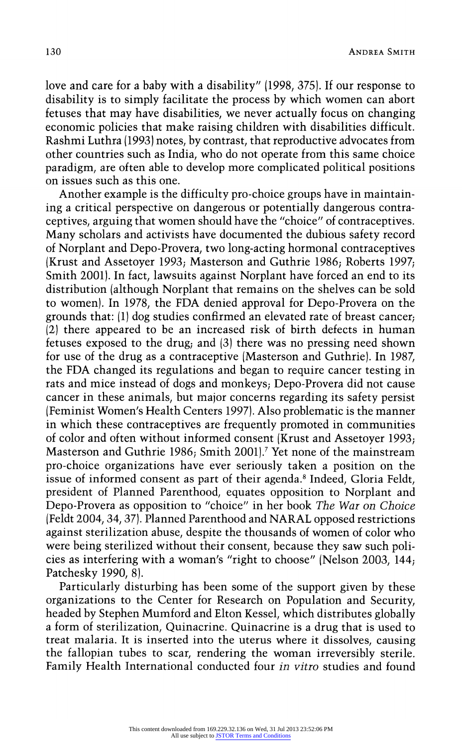love and care for a baby with a disability" (1998, 375). If our response to disability is to simply facilitate the process by which women can abort fetuses that may have disabilities, we never actually focus on changing economic policies that make raising children with disabilities difficult. Rashmi Luthra (1993) notes, by contrast, that reproductive advocates from other countries such as India, who do not operate from this same choice paradigm, are often able to develop more complicated political positions on issues such as this one.

Another example is the difficulty pro-choice groups have in maintaining a critical perspective on dangerous or potentially dangerous contraceptives, arguing that women should have the "choice" of contraceptives. Many scholars and activists have documented the dubious safety record of Norplant and Depo-Provera, two long-acting hormonal contraceptives (Krust and Assetoyer 1993; Masterson and Guthrie 1986; Roberts 1997; Smith 2001). In fact, lawsuits against Norplant have forced an end to its distribution (although Norplant that remains on the shelves can be sold to women). In 1978, the FDA denied approval for Depo-Provera on the grounds that: (1) dog studies confirmed an elevated rate of breast cancer; (2) there appeared to be an increased risk of birth defects in human fetuses exposed to the drug; and (3) there was no pressing need shown for use of the drug as a contraceptive (Masterson and Guthrie). In 1987, the FDA changed its regulations and began to require cancer testing in rats and mice instead of dogs and monkeys; Depo-Provera did not cause cancer in these animals, but major concerns regarding its safety persist (Feminist Women's Health Centers 1997). Also problematic is the manner in which these contraceptives are frequently promoted in communities of color and often without informed consent (Krust and Assetoyer 1993; Masterson and Guthrie 1986; Smith 2001).[7] Yet none of the mainstream pro-choice organizations have ever seriously taken a position on the issue of informed consent as part of their agenda.[8] Indeed, Gloria Feldt, president of Planned Parenthood, equates opposition to Norplant and Depo-Provera as opposition to "choice" in her book *The War on Choice* (Feldt 2004, 34, 37). Planned Parenthood and NARAL opposed restrictions against sterilization abuse, despite the thousands of women of color who were being sterilized without their consent, because they saw such policies as interfering with a woman's "right to choose" (Nelson 2003, 144; Patchesky 1990, 8).

Particularly disturbing has been some of the support given by these organizations to the Center for Research on Population and Security, headed by Stephen Mumford and Elton Kessel, which distributes globally a form of sterilization, Quinacrine. Quinacrine is a drug that is used to treat malaria. It is inserted into the uterus where it dissolves, causing the fallopian tubes to scar, rendering the woman irreversibly sterile. Family Health International conducted four *in vitro* studies and found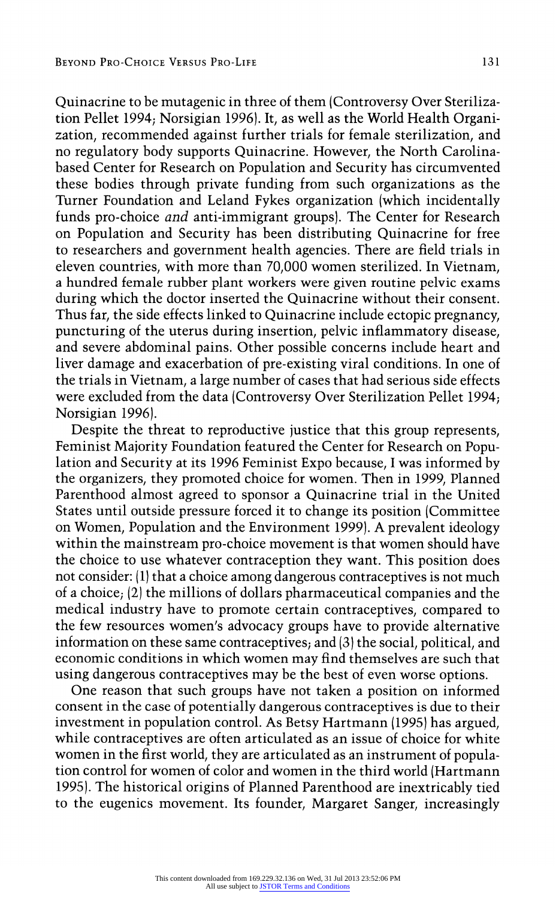Quinacrine to be mutagenic in three of them (Controversy Over Sterilization Pellet 1994; Norsigian 1996). It, as well as the World Health Organization, recommended against further trials for female sterilization, and no regulatory body supports Quinacrine. However, the North Carolina-based Center for Research on Population and Security has circumvented these bodies through private funding from such organizations as the Turner Foundation and Leland Fykes organization (which incidentally funds pro-choice *and* anti-immigrant groups). The Center for Research on Population and Security has been distributing Quinacrine for free to researchers and government health agencies. There are field trials in eleven countries, with more than 70,000 women sterilized. In Vietnam, a hundred female rubber plant workers were given routine pelvic exams during which the doctor inserted the Quinacrine without their consent. Thus far, the side effects linked to Quinacrine include ectopic pregnancy, puncturing of the uterus during insertion, pelvic inflammatory disease, and severe abdominal pains. Other possible concerns include heart and liver damage and exacerbation of pre-existing viral conditions. In one of the trials in Vietnam, a large number of cases that had serious side effects were excluded from the data (Controversy Over Sterilization Pellet 1994; Norsigian 1996).

Despite the threat to reproductive justice that this group represents, Feminist Majority Foundation featured the Center for Research on Population and Security at its 1996 Feminist Expo because, I was informed by the organizers, they promoted choice for women. Then in 1999, Planned Parenthood almost agreed to sponsor a Quinacrine trial in the United States until outside pressure forced it to change its position (Committee on Women, Population and the Environment 1999). A prevalent ideology within the mainstream pro-choice movement is that women should have the choice to use whatever contraception they want. This position does not consider: (1) that a choice among dangerous contraceptives is not much of a choice; (2) the millions of dollars pharmaceutical companies and the medical industry have to promote certain contraceptives, compared to the few resources women's advocacy groups have to provide alternative information on these same contraceptives; and (3) the social, political, and economic conditions in which women may find themselves are such that using dangerous contraceptives may be the best of even worse options.

One reason that such groups have not taken a position on informed consent in the case of potentially dangerous contraceptives is due to their investment in population control. As Betsy Hartmann (1995) has argued, while contraceptives are often articulated as an issue of choice for white women in the first world, they are articulated as an instrument of population control for women of color and women in the third world (Hartmann 1995). The historical origins of Planned Parenthood are inextricably tied to the eugenics movement. Its founder, Margaret Sanger, increasingly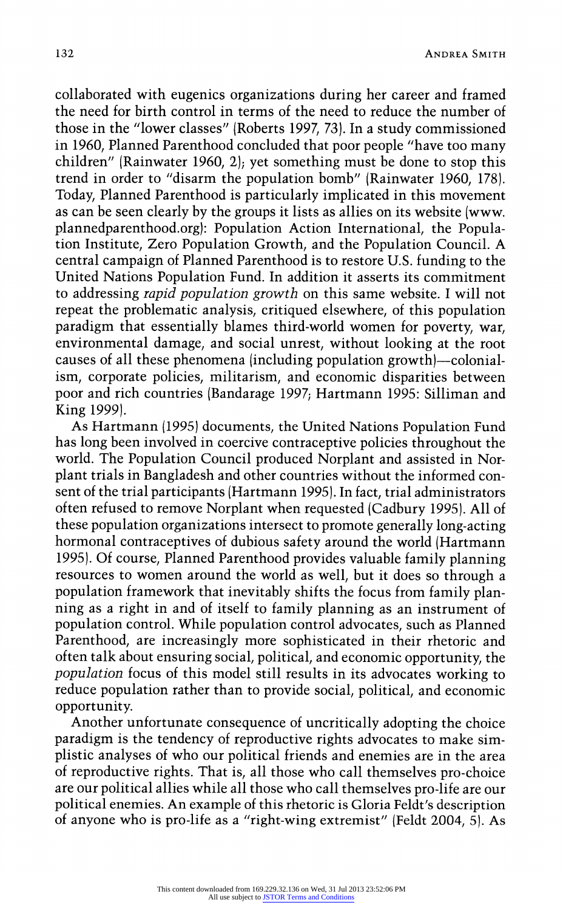collaborated with eugenics organizations during her career and framed the need for birth control in terms of the need to reduce the number of those in the "lower classes" (Roberts 1997, 73). In a study commissioned in 1960, Planned Parenthood concluded that poor people "have too many children" (Rainwater 1960, 2); yet something must be done to stop this trend in order to "disarm the population bomb" (Rainwater 1960, 178). Today, Planned Parenthood is particularly implicated in this movement as can be seen clearly by the groups it lists as allies on its website (www.plannedparenthood.org): Population Action International, the Population Institute, Zero Population Growth, and the Population Council. A central campaign of Planned Parenthood is to restore U.S. funding to the United Nations Population Fund. In addition it asserts its commitment to addressing *rapid population growth* on this same website. I will not repeat the problematic analysis, critiqued elsewhere, of this population paradigm that essentially blames third-world women for poverty, war, environmental damage, and social unrest, without looking at the root causes of all these phenomena (including population growth)—colonialism, corporate policies, militarism, and economic disparities between poor and rich countries (Bandarage 1997; Hartmann 1995: Silliman and King 1999).

As Hartmann (1995) documents, the United Nations Population Fund has long been involved in coercive contraceptive policies throughout the world. The Population Council produced Norplant and assisted in Norplant trials in Bangladesh and other countries without the informed consent of the trial participants (Hartmann 1995). In fact, trial administrators often refused to remove Norplant when requested (Cadbury 1995). All of these population organizations intersect to promote generally long-acting hormonal contraceptives of dubious safety around the world (Hartmann 1995). Of course, Planned Parenthood provides valuable family planning resources to women around the world as well, but it does so through a population framework that inevitably shifts the focus from family planning as a right in and of itself to family planning as an instrument of population control. While population control advocates, such as Planned Parenthood, are increasingly more sophisticated in their rhetoric and often talk about ensuring social, political, and economic opportunity, the *population* focus of this model still results in its advocates working to reduce population rather than to provide social, political, and economic opportunity.

Another unfortunate consequence of uncritically adopting the choice paradigm is the tendency of reproductive rights advocates to make simplistic analyses of who our political friends and enemies are in the area of reproductive rights. That is, all those who call themselves pro-choice are our political allies while all those who call themselves pro-life are our political enemies. An example of this rhetoric is Gloria Feldt's description of anyone who is pro-life as a "right-wing extremist" (Feldt 2004, 5). As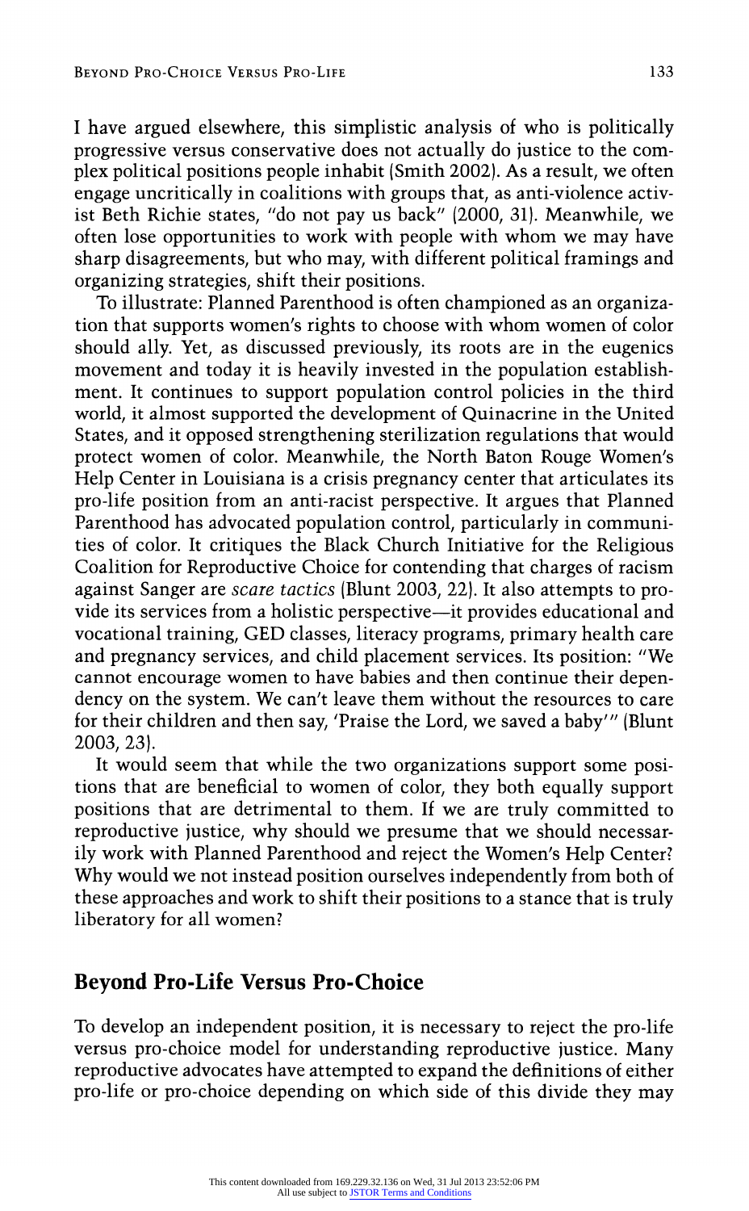I have argued elsewhere, this simplistic analysis of who is politically progressive versus conservative does not actually do justice to the complex political positions people inhabit (Smith 2002). As a result, we often engage uncritically in coalitions with groups that, as anti-violence activist Beth Richie states, "do not pay us back" (2000, 31). Meanwhile, we often lose opportunities to work with people with whom we may have sharp disagreements, but who may, with different political framings and organizing strategies, shift their positions.

To illustrate: Planned Parenthood is often championed as an organization that supports women's rights to choose with whom women of color should ally. Yet, as discussed previously, its roots are in the eugenics movement and today it is heavily invested in the population establishment. It continues to support population control policies in the third world, it almost supported the development of Quinacrine in the United States, and it opposed strengthening sterilization regulations that would protect women of color. Meanwhile, the North Baton Rouge Women's Help Center in Louisiana is a crisis pregnancy center that articulates its pro-life position from an anti-racist perspective. It argues that Planned Parenthood has advocated population control, particularly in communities of color. It critiques the Black Church Initiative for the Religious Coalition for Reproductive Choice for contending that charges of racism against Sanger are *scare tactics* (Blunt 2003, 22). It also attempts to provide its services from a holistic perspective—it provides educational and vocational training, GED classes, literacy programs, primary health care and pregnancy services, and child placement services. Its position: "We cannot encourage women to have babies and then continue their dependency on the system. We can't leave them without the resources to care for their children and then say, 'Praise the Lord, we saved a baby'" (Blunt 2003, 23).

It would seem that while the two organizations support some positions that are beneficial to women of color, they both equally support positions that are detrimental to them. If we are truly committed to reproductive justice, why should we presume that we should necessarily work with Planned Parenthood and reject the Women's Help Center? Why would we not instead position ourselves independently from both of these approaches and work to shift their positions to a stance that is truly liberatory for all women?

## Beyond Pro-Life Versus Pro-Choice

To develop an independent position, it is necessary to reject the pro-life versus pro-choice model for understanding reproductive justice. Many reproductive advocates have attempted to expand the definitions of either pro-life or pro-choice depending on which side of this divide they may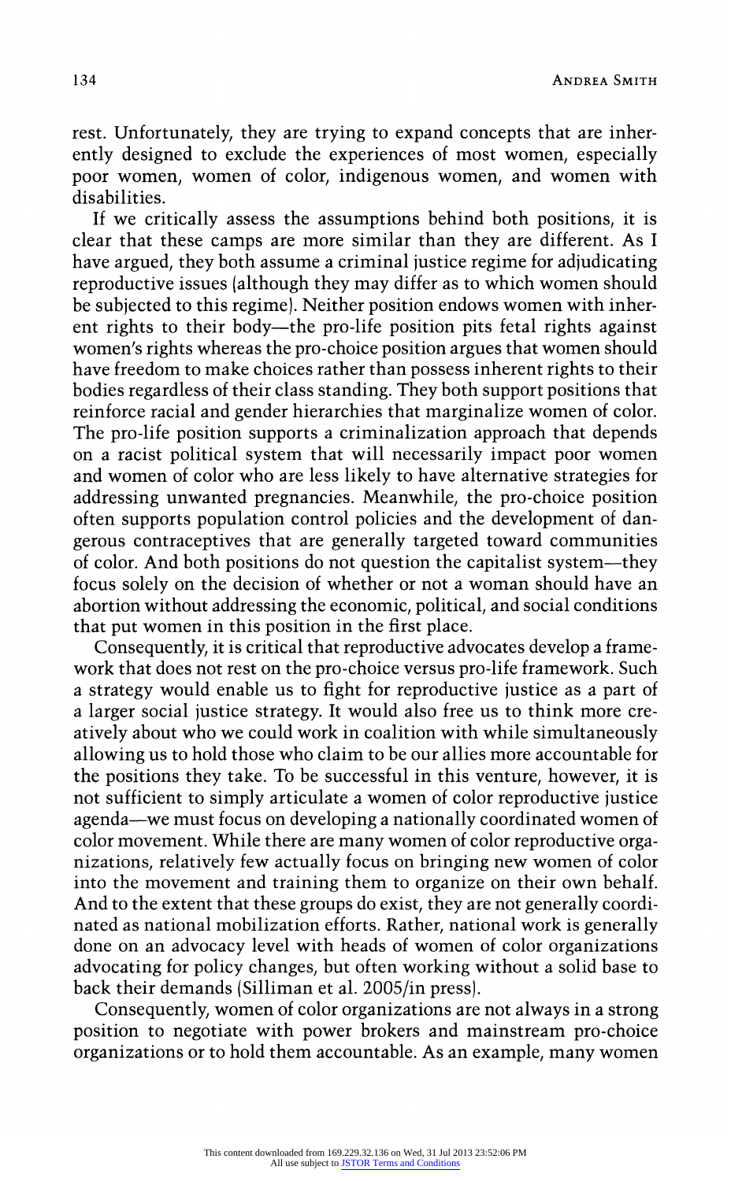rest. Unfortunately, they are trying to expand concepts that are inherently designed to exclude the experiences of most women, especially poor women, women of color, indigenous women, and women with disabilities.

If we critically assess the assumptions behind both positions, it is clear that these camps are more similar than they are different. As I have argued, they both assume a criminal justice regime for adjudicating reproductive issues (although they may differ as to which women should be subjected to this regime). Neither position endows women with inherent rights to their body—the pro-life position pits fetal rights against women's rights whereas the pro-choice position argues that women should have freedom to make choices rather than possess inherent rights to their bodies regardless of their class standing. They both support positions that reinforce racial and gender hierarchies that marginalize women of color. The pro-life position supports a criminalization approach that depends on a racist political system that will necessarily impact poor women and women of color who are less likely to have alternative strategies for addressing unwanted pregnancies. Meanwhile, the pro-choice position often supports population control policies and the development of dangerous contraceptives that are generally targeted toward communities of color. And both positions do not question the capitalist system—they focus solely on the decision of whether or not a woman should have an abortion without addressing the economic, political, and social conditions that put women in this position in the first place.

Consequently, it is critical that reproductive advocates develop a framework that does not rest on the pro-choice versus pro-life framework. Such a strategy would enable us to fight for reproductive justice as a part of a larger social justice strategy. It would also free us to think more creatively about who we could work in coalition with while simultaneously allowing us to hold those who claim to be our allies more accountable for the positions they take. To be successful in this venture, however, it is not sufficient to simply articulate a women of color reproductive justice agenda—we must focus on developing a nationally coordinated women of color movement. While there are many women of color reproductive organizations, relatively few actually focus on bringing new women of color into the movement and training them to organize on their own behalf. And to the extent that these groups do exist, they are not generally coordinated as national mobilization efforts. Rather, national work is generally done on an advocacy level with heads of women of color organizations advocating for policy changes, but often working without a solid base to back their demands (Silliman et al. 2005/in press).

Consequently, women of color organizations are not always in a strong position to negotiate with power brokers and mainstream pro-choice organizations or to hold them accountable. As an example, many women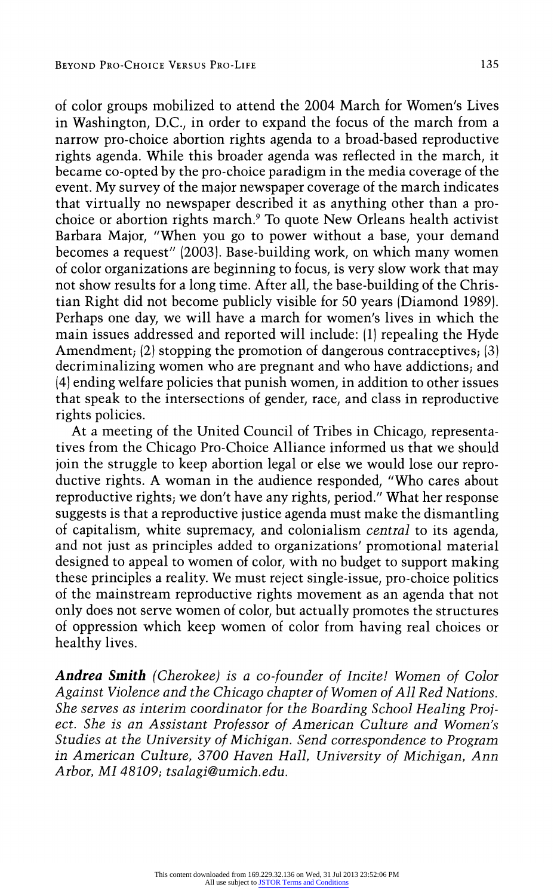of color groups mobilized to attend the 2004 March for Women's Lives in Washington, D.C., in order to expand the focus of the march from a narrow pro-choice abortion rights agenda to a broad-based reproductive rights agenda. While this broader agenda was reflected in the march, it became co-opted by the pro-choice paradigm in the media coverage of the event. My survey of the major newspaper coverage of the march indicates that virtually no newspaper described it as anything other than a pro-choice or abortion rights march.[9] To quote New Orleans health activist Barbara Major, "When you go to power without a base, your demand becomes a request" (2003). Base-building work, on which many women of color organizations are beginning to focus, is very slow work that may not show results for a long time. After all, the base-building of the Christian Right did not become publicly visible for 50 years (Diamond 1989). Perhaps one day, we will have a march for women's lives in which the main issues addressed and reported will include: (1) repealing the Hyde Amendment; (2) stopping the promotion of dangerous contraceptives; (3) decriminalizing women who are pregnant and who have addictions; and (4) ending welfare policies that punish women, in addition to other issues that speak to the intersections of gender, race, and class in reproductive rights policies.

At a meeting of the United Council of Tribes in Chicago, representatives from the Chicago Pro-Choice Alliance informed us that we should join the struggle to keep abortion legal or else we would lose our reproductive rights. A woman in the audience responded, "Who cares about reproductive rights; we don't have any rights, period." What her response suggests is that a reproductive justice agenda must make the dismantling of capitalism, white supremacy, and colonialism *central* to its agenda, and not just as principles added to organizations' promotional material designed to appeal to women of color, with no budget to support making these principles a reality. We must reject single-issue, pro-choice politics of the mainstream reproductive rights movement as an agenda that not only does not serve women of color, but actually promotes the structures of oppression which keep women of color from having real choices or healthy lives.

***Andrea Smith*** *(Cherokee) is a co-founder of Incite! Women of Color Against Violence and the Chicago chapter of Women of All Red Nations. She serves as interim coordinator for the Boarding School Healing Project. She is an Assistant Professor of American Culture and Women's Studies at the University of Michigan. Send correspondence to Program in American Culture, 3700 Haven Hall, University of Michigan, Ann Arbor, MI 48109; tsalagi@umich.edu.*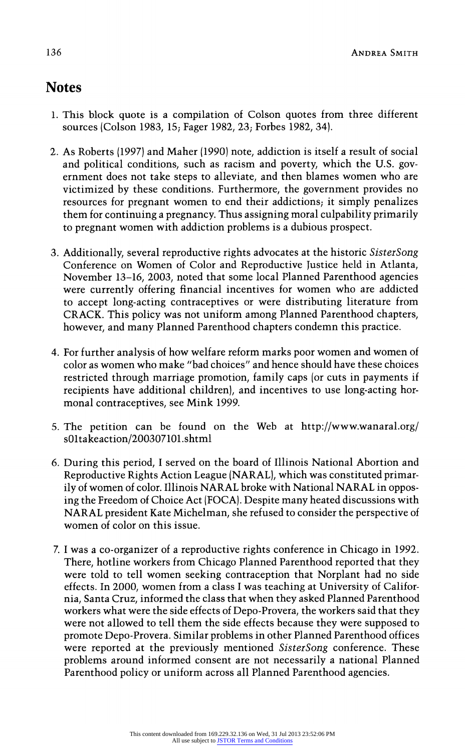## Notes

1. This block quote is a compilation of Colson quotes from three different sources (Colson 1983, 15; Fager 1982, 23; Forbes 1982, 34).

2. As Roberts (1997) and Maher (1990) note, addiction is itself a result of social and political conditions, such as racism and poverty, which the U.S. government does not take steps to alleviate, and then blames women who are victimized by these conditions. Furthermore, the government provides no resources for pregnant women to end their addictions; it simply penalizes them for continuing a pregnancy. Thus assigning moral culpability primarily to pregnant women with addiction problems is a dubious prospect.

3. Additionally, several reproductive rights advocates at the historic *SisterSong* Conference on Women of Color and Reproductive Justice held in Atlanta, November 13–16, 2003, noted that some local Planned Parenthood agencies were currently offering financial incentives for women who are addicted to accept long-acting contraceptives or were distributing literature from CRACK. This policy was not uniform among Planned Parenthood chapters, however, and many Planned Parenthood chapters condemn this practice.

4. For further analysis of how welfare reform marks poor women and women of color as women who make "bad choices" and hence should have these choices restricted through marriage promotion, family caps (or cuts in payments if recipients have additional children), and incentives to use long-acting hormonal contraceptives, see Mink 1999.

5. The petition can be found on the Web at http://www.wanaral.org/s01takeaction/200307101.shtml

6. During this period, I served on the board of Illinois National Abortion and Reproductive Rights Action League (NARAL), which was constituted primarily of women of color. Illinois NARAL broke with National NARAL in opposing the Freedom of Choice Act (FOCA). Despite many heated discussions with NARAL president Kate Michelman, she refused to consider the perspective of women of color on this issue.

7. I was a co-organizer of a reproductive rights conference in Chicago in 1992. There, hotline workers from Chicago Planned Parenthood reported that they were told to tell women seeking contraception that Norplant had no side effects. In 2000, women from a class I was teaching at University of California, Santa Cruz, informed the class that when they asked Planned Parenthood workers what were the side effects of Depo-Provera, the workers said that they were not allowed to tell them the side effects because they were supposed to promote Depo-Provera. Similar problems in other Planned Parenthood offices were reported at the previously mentioned *SisterSong* conference. These problems around informed consent are not necessarily a national Planned Parenthood policy or uniform across all Planned Parenthood agencies.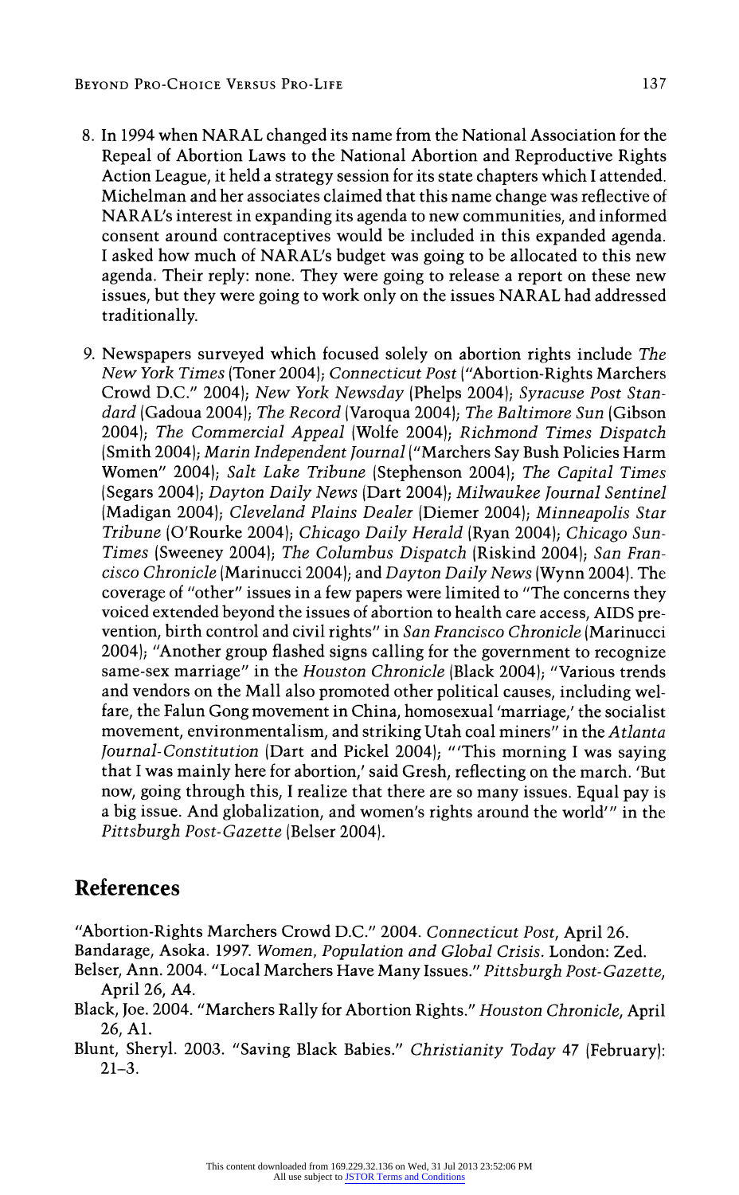8. In 1994 when NARAL changed its name from the National Association for the Repeal of Abortion Laws to the National Abortion and Reproductive Rights Action League, it held a strategy session for its state chapters which I attended. Michelman and her associates claimed that this name change was reflective of NARAL's interest in expanding its agenda to new communities, and informed consent around contraceptives would be included in this expanded agenda. I asked how much of NARAL's budget was going to be allocated to this new agenda. Their reply: none. They were going to release a report on these new issues, but they were going to work only on the issues NARAL had addressed traditionally.

9. Newspapers surveyed which focused solely on abortion rights include *The New York Times* (Toner 2004); *Connecticut Post* ("Abortion-Rights Marchers Crowd D.C." 2004); *New York Newsday* (Phelps 2004); *Syracuse Post Standard* (Gadoua 2004); *The Record* (Varoqua 2004); *The Baltimore Sun* (Gibson 2004); *The Commercial Appeal* (Wolfe 2004); *Richmond Times Dispatch* (Smith 2004); *Marin Independent Journal* ("Marchers Say Bush Policies Harm Women" 2004); *Salt Lake Tribune* (Stephenson 2004); *The Capital Times* (Segars 2004); *Dayton Daily News* (Dart 2004); *Milwaukee Journal Sentinel* (Madigan 2004); *Cleveland Plains Dealer* (Diemer 2004); *Minneapolis Star Tribune* (O'Rourke 2004); *Chicago Daily Herald* (Ryan 2004); *Chicago Sun-Times* (Sweeney 2004); *The Columbus Dispatch* (Riskind 2004); *San Francisco Chronicle* (Marinucci 2004); and *Dayton Daily News* (Wynn 2004). The coverage of "other" issues in a few papers were limited to "The concerns they voiced extended beyond the issues of abortion to health care access, AIDS prevention, birth control and civil rights" in *San Francisco Chronicle* (Marinucci 2004); "Another group flashed signs calling for the government to recognize same-sex marriage" in the *Houston Chronicle* (Black 2004); "Various trends and vendors on the Mall also promoted other political causes, including welfare, the Falun Gong movement in China, homosexual 'marriage,' the socialist movement, environmentalism, and striking Utah coal miners" in the *Atlanta Journal-Constitution* (Dart and Pickel 2004); "'This morning I was saying that I was mainly here for abortion,' said Gresh, reflecting on the march. 'But now, going through this, I realize that there are so many issues. Equal pay is a big issue. And globalization, and women's rights around the world'" in the *Pittsburgh Post-Gazette* (Belser 2004).

## References

"Abortion-Rights Marchers Crowd D.C." 2004. *Connecticut Post*, April 26.

Bandarage, Asoka. 1997. *Women, Population and Global Crisis*. London: Zed.

Belser, Ann. 2004. "Local Marchers Have Many Issues." *Pittsburgh Post-Gazette*, April 26, A4.

Black, Joe. 2004. "Marchers Rally for Abortion Rights." *Houston Chronicle*, April 26, A1.

Blunt, Sheryl. 2003. "Saving Black Babies." *Christianity Today* 47 (February): 21–3.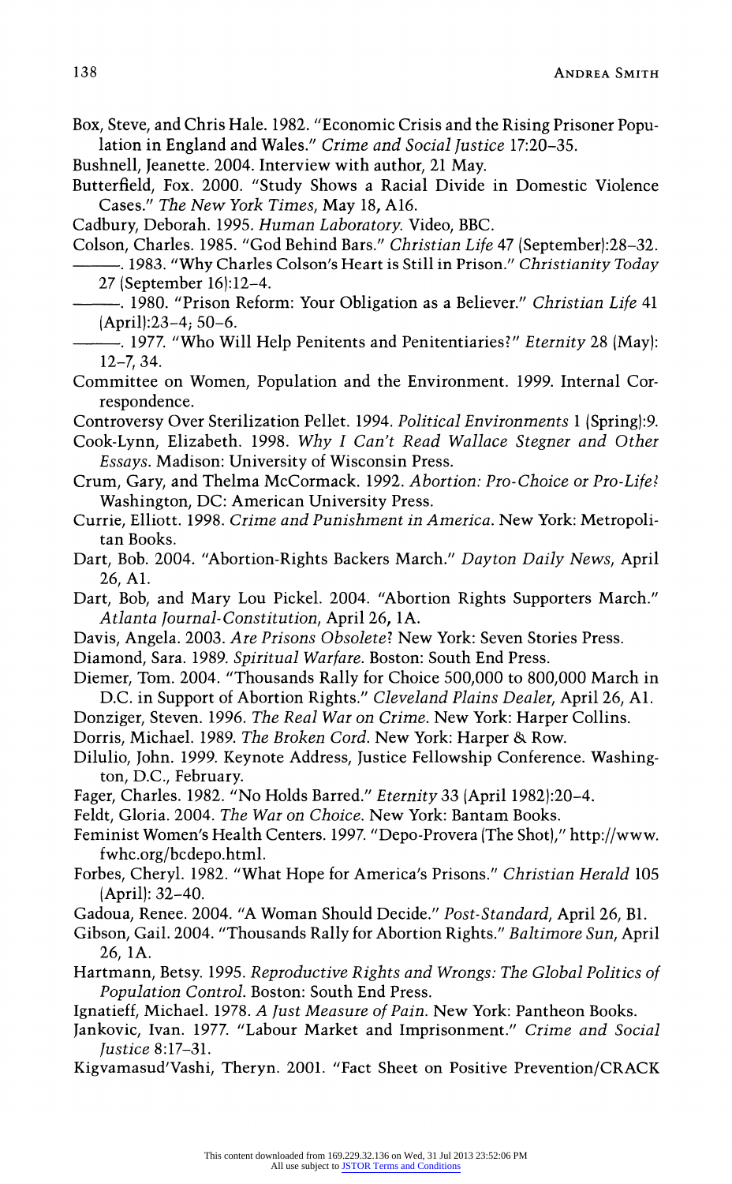Box, Steve, and Chris Hale. 1982. "Economic Crisis and the Rising Prisoner Population in England and Wales." *Crime and Social Justice* 17:20–35.

Bushnell, Jeanette. 2004. Interview with author, 21 May.

Butterfield, Fox. 2000. "Study Shows a Racial Divide in Domestic Violence Cases." *The New York Times*, May 18, A16.

Cadbury, Deborah. 1995. *Human Laboratory*. Video, BBC.

Colson, Charles. 1985. "God Behind Bars." *Christian Life* 47 (September):28–32.

———. 1983. "Why Charles Colson's Heart is Still in Prison." *Christianity Today* 27 (September 16):12–4.

———. 1980. "Prison Reform: Your Obligation as a Believer." *Christian Life* 41 (April):23–4; 50–6.

———. 1977. "Who Will Help Penitents and Penitentiaries?" *Eternity* 28 (May): 12–7, 34.

Committee on Women, Population and the Environment. 1999. Internal Correspondence.

Controversy Over Sterilization Pellet. 1994. *Political Environments* 1 (Spring):9.

Cook-Lynn, Elizabeth. 1998. *Why I Can't Read Wallace Stegner and Other Essays*. Madison: University of Wisconsin Press.

Crum, Gary, and Thelma McCormack. 1992. *Abortion: Pro-Choice or Pro-Life?* Washington, DC: American University Press.

Currie, Elliott. 1998. *Crime and Punishment in America*. New York: Metropolitan Books.

Dart, Bob. 2004. "Abortion-Rights Backers March." *Dayton Daily News*, April 26, A1.

Dart, Bob, and Mary Lou Pickel. 2004. "Abortion Rights Supporters March." *Atlanta Journal-Constitution*, April 26, 1A.

Davis, Angela. 2003. *Are Prisons Obsolete?* New York: Seven Stories Press.

Diamond, Sara. 1989. *Spiritual Warfare*. Boston: South End Press.

Diemer, Tom. 2004. "Thousands Rally for Choice 500,000 to 800,000 March in D.C. in Support of Abortion Rights." *Cleveland Plains Dealer*, April 26, A1.

Donziger, Steven. 1996. *The Real War on Crime*. New York: Harper Collins.

Dorris, Michael. 1989. *The Broken Cord*. New York: Harper & Row.

Dilulio, John. 1999. Keynote Address, Justice Fellowship Conference. Washington, D.C., February.

Fager, Charles. 1982. "No Holds Barred." *Eternity* 33 (April 1982):20–4.

Feldt, Gloria. 2004. *The War on Choice*. New York: Bantam Books.

Feminist Women's Health Centers. 1997. "Depo-Provera (The Shot)," http://www.fwhc.org/bcdepo.html.

Forbes, Cheryl. 1982. "What Hope for America's Prisons." *Christian Herald* 105 (April): 32–40.

Gadoua, Renee. 2004. "A Woman Should Decide." *Post-Standard*, April 26, B1.

Gibson, Gail. 2004. "Thousands Rally for Abortion Rights." *Baltimore Sun*, April 26, 1A.

Hartmann, Betsy. 1995. *Reproductive Rights and Wrongs: The Global Politics of Population Control*. Boston: South End Press.

Ignatieff, Michael. 1978. *A Just Measure of Pain*. New York: Pantheon Books.

Jankovic, Ivan. 1977. "Labour Market and Imprisonment." *Crime and Social Justice* 8:17–31.

Kigvamasud'Vashi, Theryn. 2001. "Fact Sheet on Positive Prevention/CRACK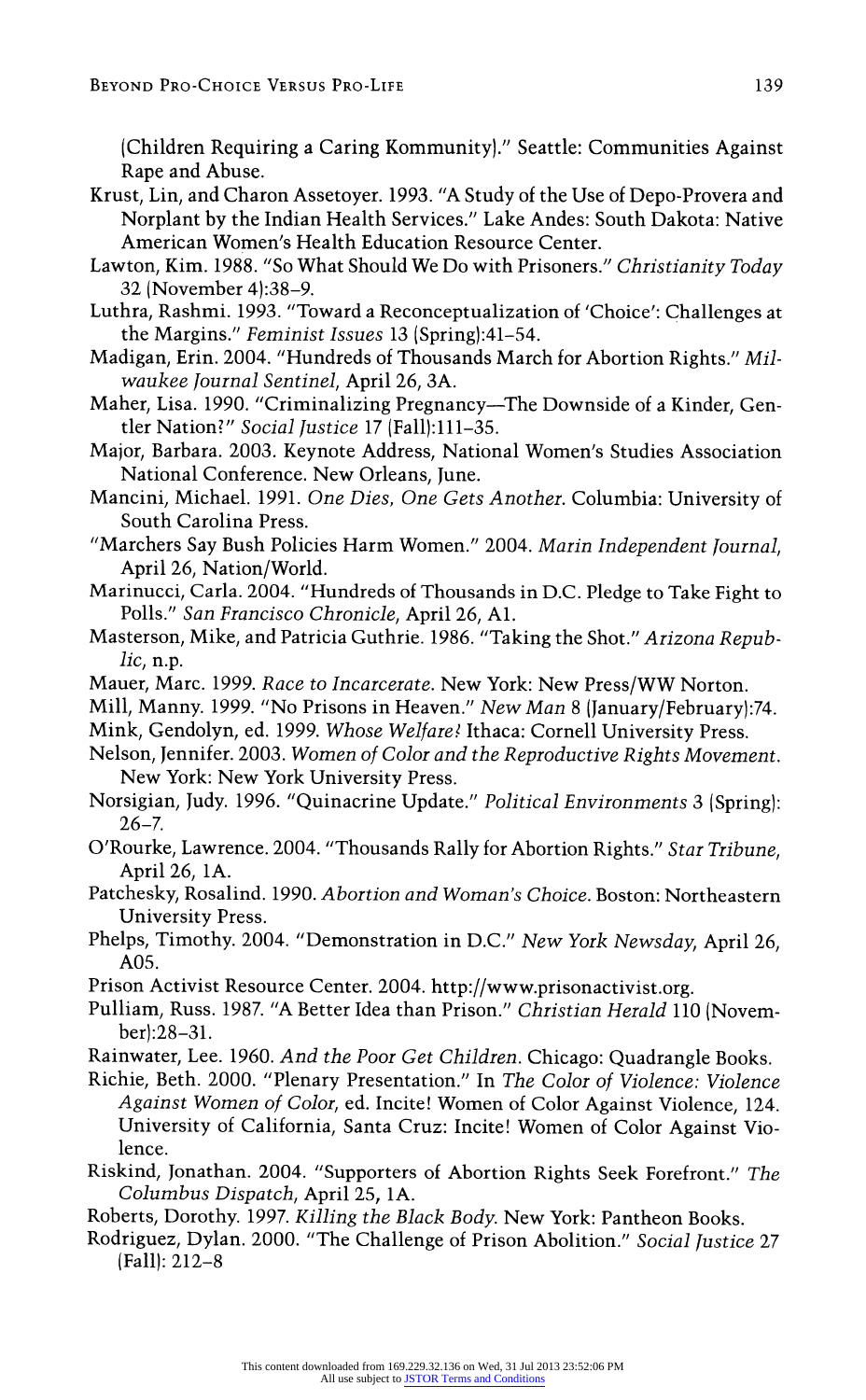(Children Requiring a Caring Kommunity)." Seattle: Communities Against Rape and Abuse.

Krust, Lin, and Charon Assetoyer. 1993. "A Study of the Use of Depo-Provera and Norplant by the Indian Health Services." Lake Andes: South Dakota: Native American Women's Health Education Resource Center.

Lawton, Kim. 1988. "So What Should We Do with Prisoners." *Christianity Today* 32 (November 4):38–9.

Luthra, Rashmi. 1993. "Toward a Reconceptualization of 'Choice': Challenges at the Margins." *Feminist Issues* 13 (Spring):41–54.

Madigan, Erin. 2004. "Hundreds of Thousands March for Abortion Rights." *Milwaukee Journal Sentinel*, April 26, 3A.

Maher, Lisa. 1990. "Criminalizing Pregnancy—The Downside of a Kinder, Gentler Nation?" *Social Justice* 17 (Fall):111–35.

Major, Barbara. 2003. Keynote Address, National Women's Studies Association National Conference. New Orleans, June.

Mancini, Michael. 1991. *One Dies, One Gets Another.* Columbia: University of South Carolina Press.

"Marchers Say Bush Policies Harm Women." 2004. *Marin Independent Journal*, April 26, Nation/World.

Marinucci, Carla. 2004. "Hundreds of Thousands in D.C. Pledge to Take Fight to Polls." *San Francisco Chronicle*, April 26, A1.

Masterson, Mike, and Patricia Guthrie. 1986. "Taking the Shot." *Arizona Republic*, n.p.

Mauer, Marc. 1999. *Race to Incarcerate.* New York: New Press/WW Norton.

Mill, Manny. 1999. "No Prisons in Heaven." *New Man* 8 (January/February):74.

Mink, Gendolyn, ed. 1999. *Whose Welfare?* Ithaca: Cornell University Press.

Nelson, Jennifer. 2003. *Women of Color and the Reproductive Rights Movement.* New York: New York University Press.

Norsigian, Judy. 1996. "Quinacrine Update." *Political Environments* 3 (Spring): 26–7.

O'Rourke, Lawrence. 2004. "Thousands Rally for Abortion Rights." *Star Tribune*, April 26, 1A.

Patchesky, Rosalind. 1990. *Abortion and Woman's Choice.* Boston: Northeastern University Press.

Phelps, Timothy. 2004. "Demonstration in D.C." *New York Newsday*, April 26, A05.

Prison Activist Resource Center. 2004. http://www.prisonactivist.org.

Pulliam, Russ. 1987. "A Better Idea than Prison." *Christian Herald* 110 (November):28–31.

Rainwater, Lee. 1960. *And the Poor Get Children.* Chicago: Quadrangle Books.

Richie, Beth. 2000. "Plenary Presentation." In *The Color of Violence: Violence Against Women of Color*, ed. Incite! Women of Color Against Violence, 124. University of California, Santa Cruz: Incite! Women of Color Against Violence.

Riskind, Jonathan. 2004. "Supporters of Abortion Rights Seek Forefront." *The Columbus Dispatch*, April 25, 1A.

Roberts, Dorothy. 1997. *Killing the Black Body.* New York: Pantheon Books.

Rodriguez, Dylan. 2000. "The Challenge of Prison Abolition." *Social Justice* 27 (Fall): 212–8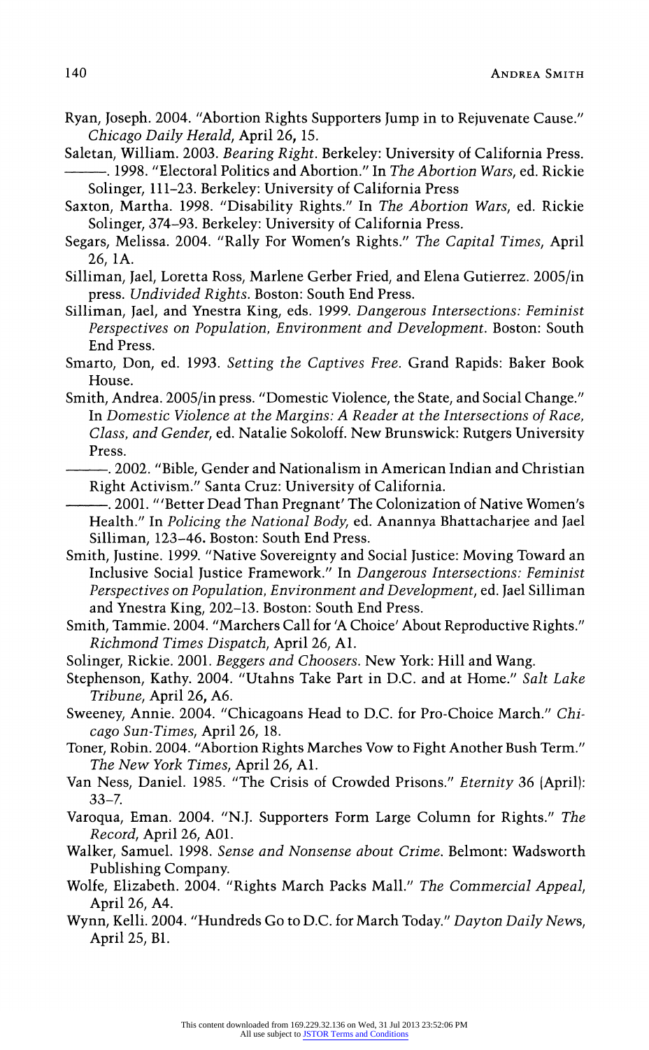Ryan, Joseph. 2004. "Abortion Rights Supporters Jump in to Rejuvenate Cause." *Chicago Daily Herald*, April 26, 15.

Saletan, William. 2003. *Bearing Right*. Berkeley: University of California Press.

———. 1998. "Electoral Politics and Abortion." In *The Abortion Wars*, ed. Rickie Solinger, 111–23. Berkeley: University of California Press

Saxton, Martha. 1998. "Disability Rights." In *The Abortion Wars*, ed. Rickie Solinger, 374–93. Berkeley: University of California Press.

Segars, Melissa. 2004. "Rally For Women's Rights." *The Capital Times*, April 26, 1A.

Silliman, Jael, Loretta Ross, Marlene Gerber Fried, and Elena Gutierrez. 2005/in press. *Undivided Rights*. Boston: South End Press.

Silliman, Jael, and Ynestra King, eds. 1999. *Dangerous Intersections: Feminist Perspectives on Population, Environment and Development*. Boston: South End Press.

Smarto, Don, ed. 1993. *Setting the Captives Free*. Grand Rapids: Baker Book House.

Smith, Andrea. 2005/in press. "Domestic Violence, the State, and Social Change." In *Domestic Violence at the Margins: A Reader at the Intersections of Race, Class, and Gender*, ed. Natalie Sokoloff. New Brunswick: Rutgers University Press.

———. 2002. "Bible, Gender and Nationalism in American Indian and Christian Right Activism." Santa Cruz: University of California.

———. 2001. "'Better Dead Than Pregnant' The Colonization of Native Women's Health." In *Policing the National Body*, ed. Anannya Bhattacharjee and Jael Silliman, 123–46. Boston: South End Press.

Smith, Justine. 1999. "Native Sovereignty and Social Justice: Moving Toward an Inclusive Social Justice Framework." In *Dangerous Intersections: Feminist Perspectives on Population, Environment and Development*, ed. Jael Silliman and Ynestra King, 202–13. Boston: South End Press.

Smith, Tammie. 2004. "Marchers Call for 'A Choice' About Reproductive Rights." *Richmond Times Dispatch*, April 26, A1.

Solinger, Rickie. 2001. *Beggers and Choosers*. New York: Hill and Wang.

Stephenson, Kathy. 2004. "Utahns Take Part in D.C. and at Home." *Salt Lake Tribune*, April 26, A6.

Sweeney, Annie. 2004. "Chicagoans Head to D.C. for Pro-Choice March." *Chicago Sun-Times*, April 26, 18.

Toner, Robin. 2004. "Abortion Rights Marches Vow to Fight Another Bush Term." *The New York Times*, April 26, A1.

Van Ness, Daniel. 1985. "The Crisis of Crowded Prisons." *Eternity* 36 (April): 33–7.

Varoqua, Eman. 2004. "N.J. Supporters Form Large Column for Rights." *The Record*, April 26, A01.

Walker, Samuel. 1998. *Sense and Nonsense about Crime*. Belmont: Wadsworth Publishing Company.

Wolfe, Elizabeth. 2004. "Rights March Packs Mall." *The Commercial Appeal*, April 26, A4.

Wynn, Kelli. 2004. "Hundreds Go to D.C. for March Today." *Dayton Daily News*, April 25, B1.